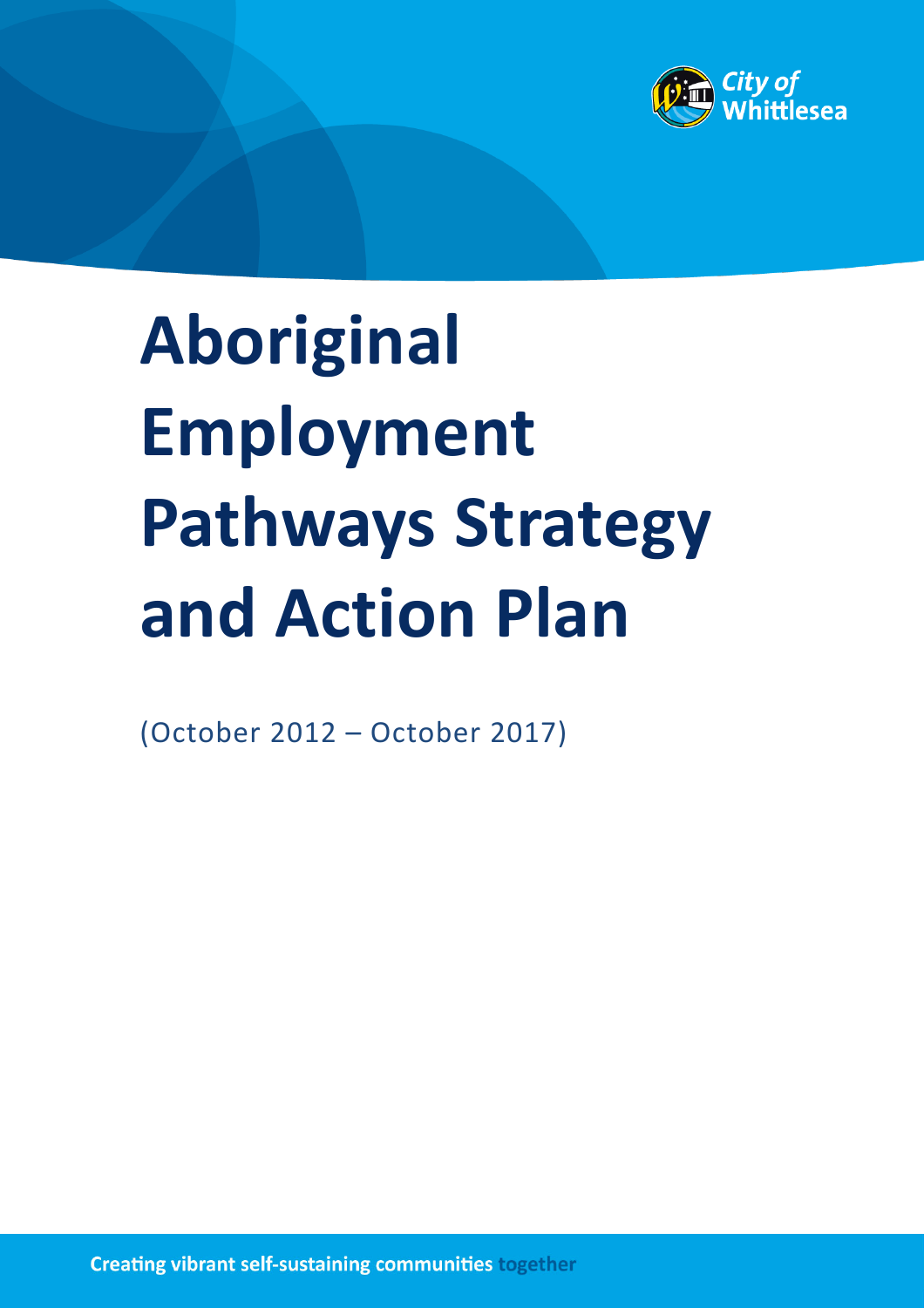City of Whittlesea

# Aboriginal Employment Pathways Strategy and Action Plan

(October 2012 – October 2017)

**Creating vibrant self-sustaining communities together**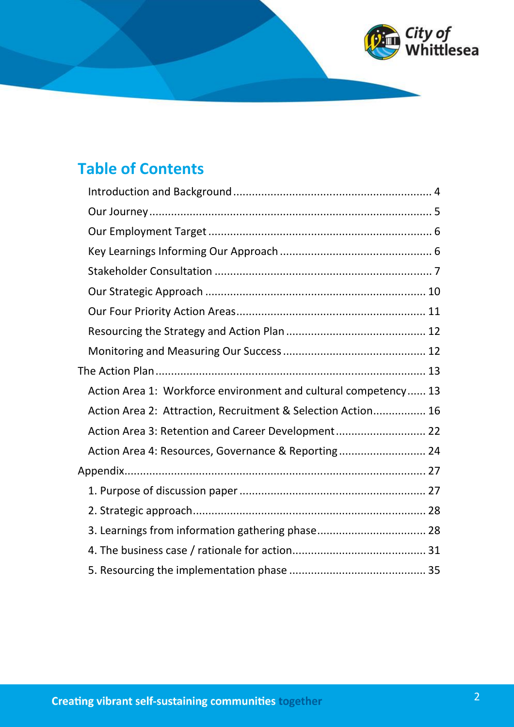## Table of Contents

- Introduction and Background ................................................................ 4
- Our Journey .......................................................................................... 5
- Our Employment Target ....................................................................... 6
- Key Learnings Informing Our Approach ................................................ 6
- Stakeholder Consultation ..................................................................... 7
- Our Strategic Approach ...................................................................... 10
- Our Four Priority Action Areas ............................................................ 11
- Resourcing the Strategy and Action Plan ............................................ 12
- Monitoring and Measuring Our Success ............................................. 12

The Action Plan ....................................................................................... 13

- Action Area 1: Workforce environment and cultural competency ...... 13
- Action Area 2: Attraction, Recruitment & Selection Action................. 16
- Action Area 3: Retention and Career Development ............................ 22
- Action Area 4: Resources, Governance & Reporting ........................... 24

Appendix................................................................................................. 27

1. Purpose of discussion paper ........................................................... 27
2. Strategic approach.......................................................................... 28
3. Learnings from information gathering phase.................................. 28
4. The business case / rationale for action.......................................... 31
5. Resourcing the implementation phase ........................................... 35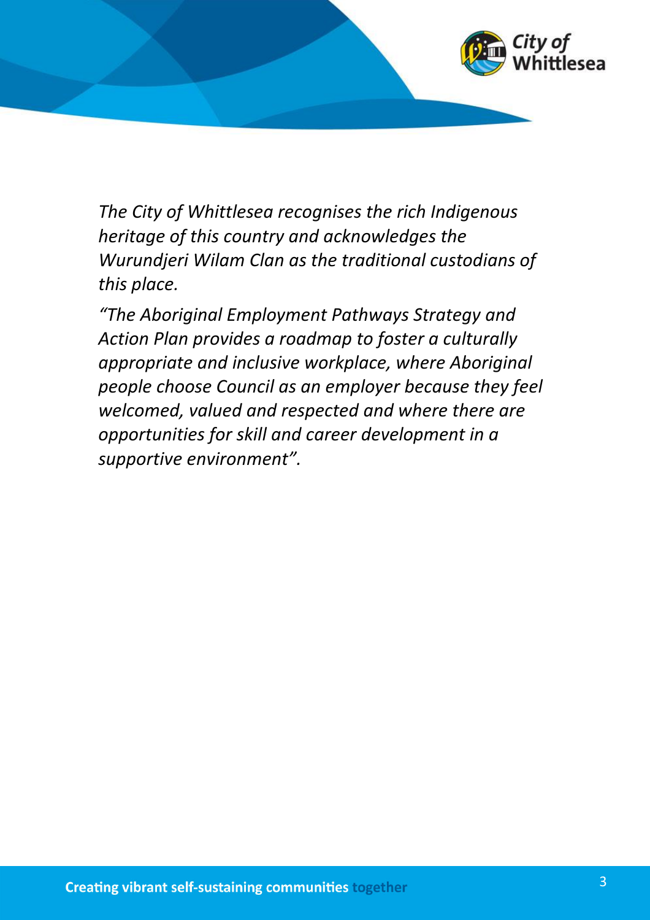*The City of Whittlesea recognises the rich Indigenous heritage of this country and acknowledges the Wurundjeri Wilam Clan as the traditional custodians of this place.*

*"The Aboriginal Employment Pathways Strategy and Action Plan provides a roadmap to foster a culturally appropriate and inclusive workplace, where Aboriginal people choose Council as an employer because they feel welcomed, valued and respected and where there are opportunities for skill and career development in a supportive environment".*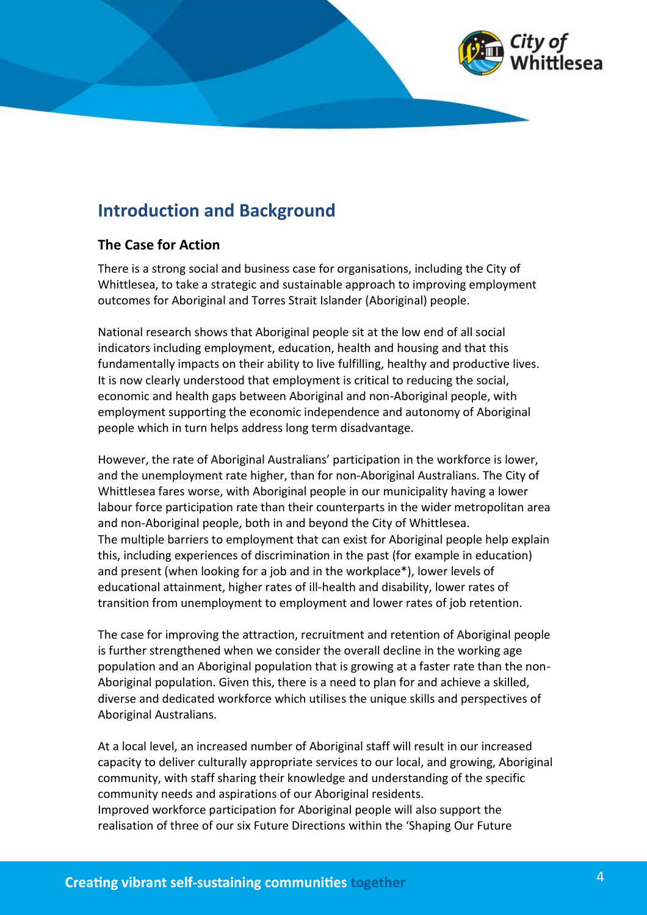## Introduction and Background

### The Case for Action

There is a strong social and business case for organisations, including the City of Whittlesea, to take a strategic and sustainable approach to improving employment outcomes for Aboriginal and Torres Strait Islander (Aboriginal) people.

National research shows that Aboriginal people sit at the low end of all social indicators including employment, education, health and housing and that this fundamentally impacts on their ability to live fulfilling, healthy and productive lives. It is now clearly understood that employment is critical to reducing the social, economic and health gaps between Aboriginal and non-Aboriginal people, with employment supporting the economic independence and autonomy of Aboriginal people which in turn helps address long term disadvantage.

However, the rate of Aboriginal Australians' participation in the workforce is lower, and the unemployment rate higher, than for non-Aboriginal Australians. The City of Whittlesea fares worse, with Aboriginal people in our municipality having a lower labour force participation rate than their counterparts in the wider metropolitan area and non-Aboriginal people, both in and beyond the City of Whittlesea.
The multiple barriers to employment that can exist for Aboriginal people help explain this, including experiences of discrimination in the past (for example in education) and present (when looking for a job and in the workplace*), lower levels of educational attainment, higher rates of ill-health and disability, lower rates of transition from unemployment to employment and lower rates of job retention.

The case for improving the attraction, recruitment and retention of Aboriginal people is further strengthened when we consider the overall decline in the working age population and an Aboriginal population that is growing at a faster rate than the non-Aboriginal population. Given this, there is a need to plan for and achieve a skilled, diverse and dedicated workforce which utilises the unique skills and perspectives of Aboriginal Australians.

At a local level, an increased number of Aboriginal staff will result in our increased capacity to deliver culturally appropriate services to our local, and growing, Aboriginal community, with staff sharing their knowledge and understanding of the specific community needs and aspirations of our Aboriginal residents.
Improved workforce participation for Aboriginal people will also support the realisation of three of our six Future Directions within the 'Shaping Our Future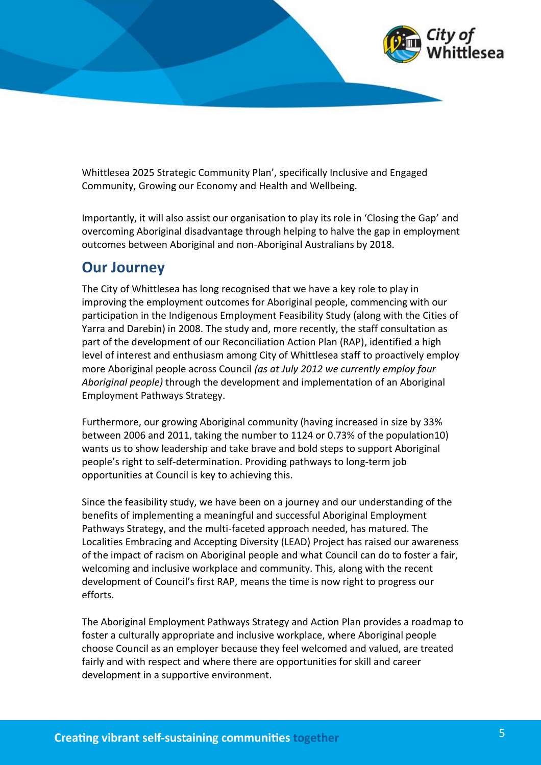Whittlesea 2025 Strategic Community Plan', specifically Inclusive and Engaged Community, Growing our Economy and Health and Wellbeing.

Importantly, it will also assist our organisation to play its role in 'Closing the Gap' and overcoming Aboriginal disadvantage through helping to halve the gap in employment outcomes between Aboriginal and non-Aboriginal Australians by 2018.

## Our Journey

The City of Whittlesea has long recognised that we have a key role to play in improving the employment outcomes for Aboriginal people, commencing with our participation in the Indigenous Employment Feasibility Study (along with the Cities of Yarra and Darebin) in 2008. The study and, more recently, the staff consultation as part of the development of our Reconciliation Action Plan (RAP), identified a high level of interest and enthusiasm among City of Whittlesea staff to proactively employ more Aboriginal people across Council *(as at July 2012 we currently employ four Aboriginal people)* through the development and implementation of an Aboriginal Employment Pathways Strategy.

Furthermore, our growing Aboriginal community (having increased in size by 33% between 2006 and 2011, taking the number to 1124 or 0.73% of the population[10]) wants us to show leadership and take brave and bold steps to support Aboriginal people's right to self-determination. Providing pathways to long-term job opportunities at Council is key to achieving this.

Since the feasibility study, we have been on a journey and our understanding of the benefits of implementing a meaningful and successful Aboriginal Employment Pathways Strategy, and the multi-faceted approach needed, has matured. The Localities Embracing and Accepting Diversity (LEAD) Project has raised our awareness of the impact of racism on Aboriginal people and what Council can do to foster a fair, welcoming and inclusive workplace and community. This, along with the recent development of Council's first RAP, means the time is now right to progress our efforts.

The Aboriginal Employment Pathways Strategy and Action Plan provides a roadmap to foster a culturally appropriate and inclusive workplace, where Aboriginal people choose Council as an employer because they feel welcomed and valued, are treated fairly and with respect and where there are opportunities for skill and career development in a supportive environment.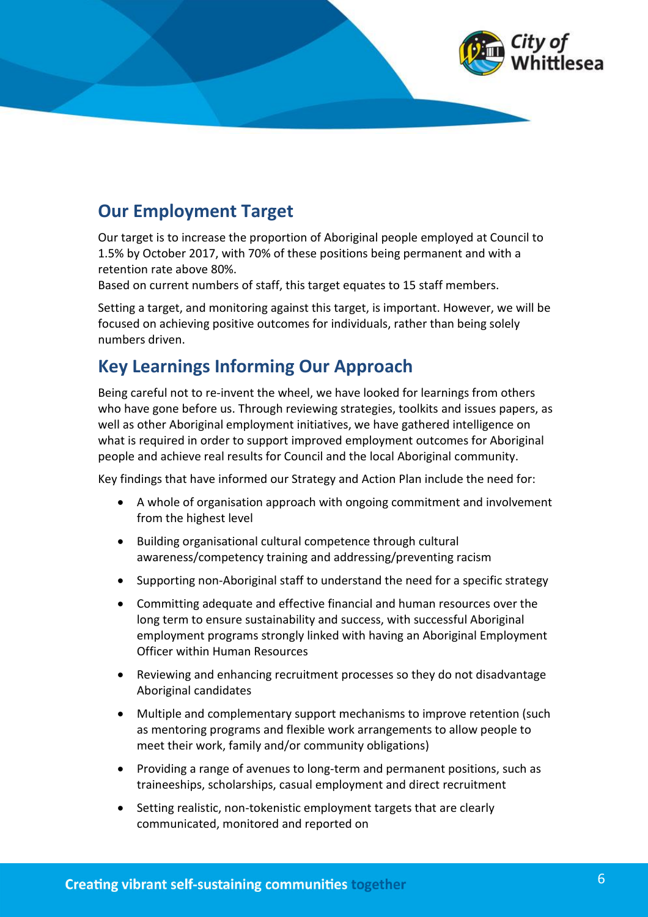## Our Employment Target

Our target is to increase the proportion of Aboriginal people employed at Council to 1.5% by October 2017, with 70% of these positions being permanent and with a retention rate above 80%.
Based on current numbers of staff, this target equates to 15 staff members.

Setting a target, and monitoring against this target, is important. However, we will be focused on achieving positive outcomes for individuals, rather than being solely numbers driven.

## Key Learnings Informing Our Approach

Being careful not to re-invent the wheel, we have looked for learnings from others who have gone before us. Through reviewing strategies, toolkits and issues papers, as well as other Aboriginal employment initiatives, we have gathered intelligence on what is required in order to support improved employment outcomes for Aboriginal people and achieve real results for Council and the local Aboriginal community.

Key findings that have informed our Strategy and Action Plan include the need for:

- A whole of organisation approach with ongoing commitment and involvement from the highest level
- Building organisational cultural competence through cultural awareness/competency training and addressing/preventing racism
- Supporting non-Aboriginal staff to understand the need for a specific strategy
- Committing adequate and effective financial and human resources over the long term to ensure sustainability and success, with successful Aboriginal employment programs strongly linked with having an Aboriginal Employment Officer within Human Resources
- Reviewing and enhancing recruitment processes so they do not disadvantage Aboriginal candidates
- Multiple and complementary support mechanisms to improve retention (such as mentoring programs and flexible work arrangements to allow people to meet their work, family and/or community obligations)
- Providing a range of avenues to long-term and permanent positions, such as traineeships, scholarships, casual employment and direct recruitment
- Setting realistic, non-tokenistic employment targets that are clearly communicated, monitored and reported on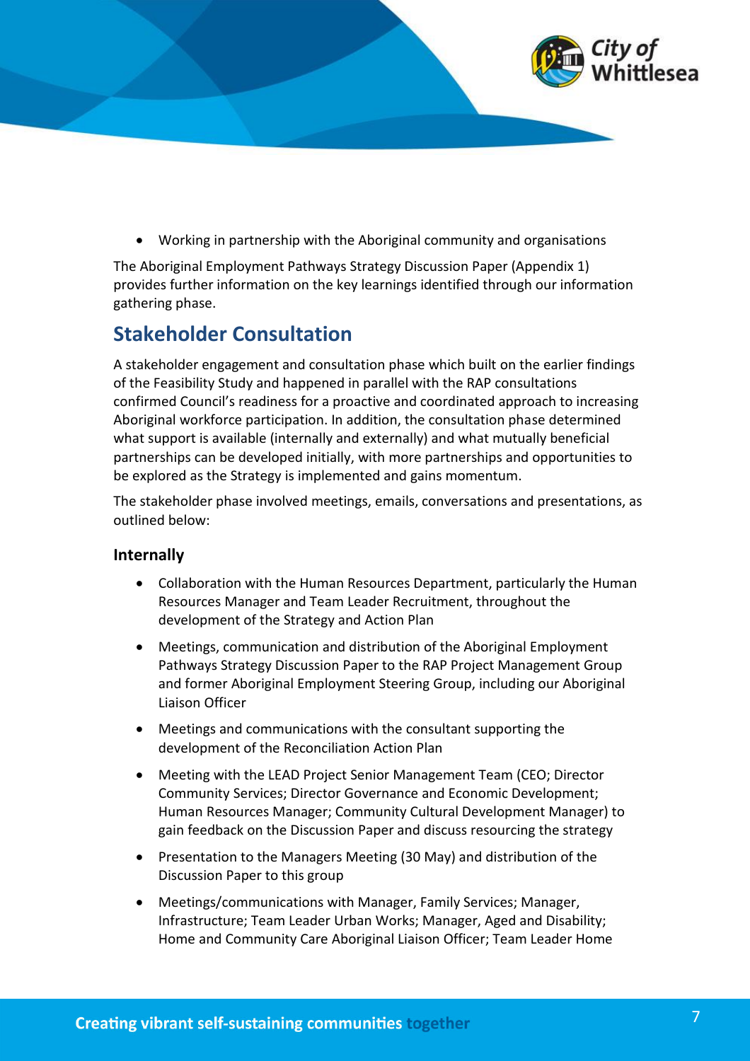- Working in partnership with the Aboriginal community and organisations

The Aboriginal Employment Pathways Strategy Discussion Paper (Appendix 1) provides further information on the key learnings identified through our information gathering phase.

## Stakeholder Consultation

A stakeholder engagement and consultation phase which built on the earlier findings of the Feasibility Study and happened in parallel with the RAP consultations confirmed Council's readiness for a proactive and coordinated approach to increasing Aboriginal workforce participation. In addition, the consultation phase determined what support is available (internally and externally) and what mutually beneficial partnerships can be developed initially, with more partnerships and opportunities to be explored as the Strategy is implemented and gains momentum.

The stakeholder phase involved meetings, emails, conversations and presentations, as outlined below:

### Internally

- Collaboration with the Human Resources Department, particularly the Human Resources Manager and Team Leader Recruitment, throughout the development of the Strategy and Action Plan
- Meetings, communication and distribution of the Aboriginal Employment Pathways Strategy Discussion Paper to the RAP Project Management Group and former Aboriginal Employment Steering Group, including our Aboriginal Liaison Officer
- Meetings and communications with the consultant supporting the development of the Reconciliation Action Plan
- Meeting with the LEAD Project Senior Management Team (CEO; Director Community Services; Director Governance and Economic Development; Human Resources Manager; Community Cultural Development Manager) to gain feedback on the Discussion Paper and discuss resourcing the strategy
- Presentation to the Managers Meeting (30 May) and distribution of the Discussion Paper to this group
- Meetings/communications with Manager, Family Services; Manager, Infrastructure; Team Leader Urban Works; Manager, Aged and Disability; Home and Community Care Aboriginal Liaison Officer; Team Leader Home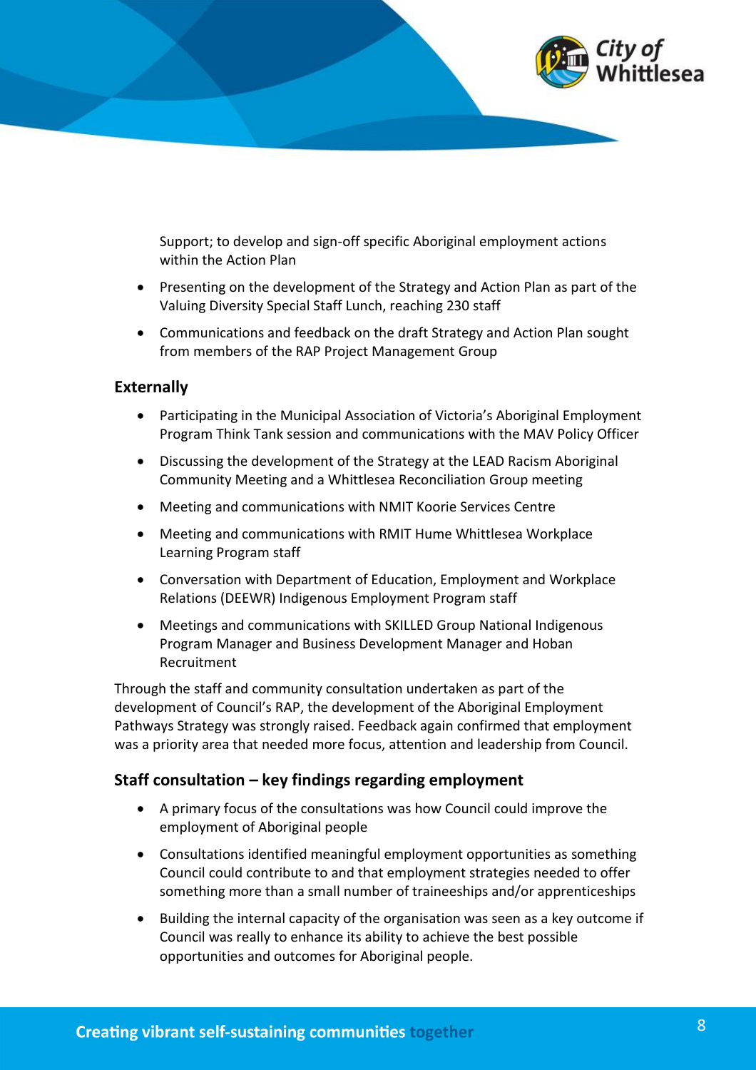Support; to develop and sign-off specific Aboriginal employment actions within the Action Plan

- Presenting on the development of the Strategy and Action Plan as part of the Valuing Diversity Special Staff Lunch, reaching 230 staff
- Communications and feedback on the draft Strategy and Action Plan sought from members of the RAP Project Management Group

### Externally

- Participating in the Municipal Association of Victoria's Aboriginal Employment Program Think Tank session and communications with the MAV Policy Officer
- Discussing the development of the Strategy at the LEAD Racism Aboriginal Community Meeting and a Whittlesea Reconciliation Group meeting
- Meeting and communications with NMIT Koorie Services Centre
- Meeting and communications with RMIT Hume Whittlesea Workplace Learning Program staff
- Conversation with Department of Education, Employment and Workplace Relations (DEEWR) Indigenous Employment Program staff
- Meetings and communications with SKILLED Group National Indigenous Program Manager and Business Development Manager and Hoban Recruitment

Through the staff and community consultation undertaken as part of the development of Council's RAP, the development of the Aboriginal Employment Pathways Strategy was strongly raised. Feedback again confirmed that employment was a priority area that needed more focus, attention and leadership from Council.

### Staff consultation – key findings regarding employment

- A primary focus of the consultations was how Council could improve the employment of Aboriginal people
- Consultations identified meaningful employment opportunities as something Council could contribute to and that employment strategies needed to offer something more than a small number of traineeships and/or apprenticeships
- Building the internal capacity of the organisation was seen as a key outcome if Council was really to enhance its ability to achieve the best possible opportunities and outcomes for Aboriginal people.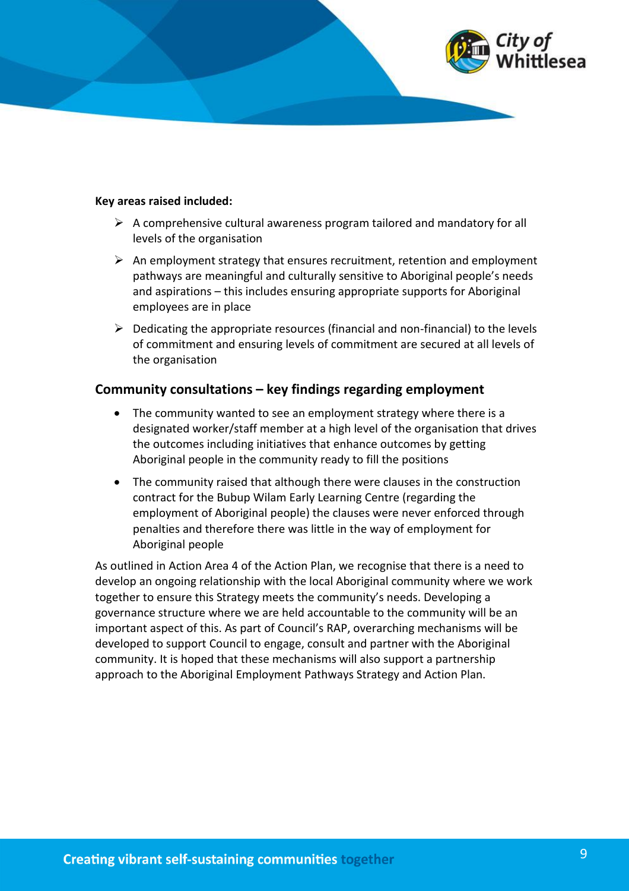**Key areas raised included:**

- A comprehensive cultural awareness program tailored and mandatory for all levels of the organisation
- An employment strategy that ensures recruitment, retention and employment pathways are meaningful and culturally sensitive to Aboriginal people's needs and aspirations – this includes ensuring appropriate supports for Aboriginal employees are in place
- Dedicating the appropriate resources (financial and non-financial) to the levels of commitment and ensuring levels of commitment are secured at all levels of the organisation

## Community consultations – key findings regarding employment

- The community wanted to see an employment strategy where there is a designated worker/staff member at a high level of the organisation that drives the outcomes including initiatives that enhance outcomes by getting Aboriginal people in the community ready to fill the positions
- The community raised that although there were clauses in the construction contract for the Bubup Wilam Early Learning Centre (regarding the employment of Aboriginal people) the clauses were never enforced through penalties and therefore there was little in the way of employment for Aboriginal people

As outlined in Action Area 4 of the Action Plan, we recognise that there is a need to develop an ongoing relationship with the local Aboriginal community where we work together to ensure this Strategy meets the community's needs. Developing a governance structure where we are held accountable to the community will be an important aspect of this. As part of Council's RAP, overarching mechanisms will be developed to support Council to engage, consult and partner with the Aboriginal community. It is hoped that these mechanisms will also support a partnership approach to the Aboriginal Employment Pathways Strategy and Action Plan.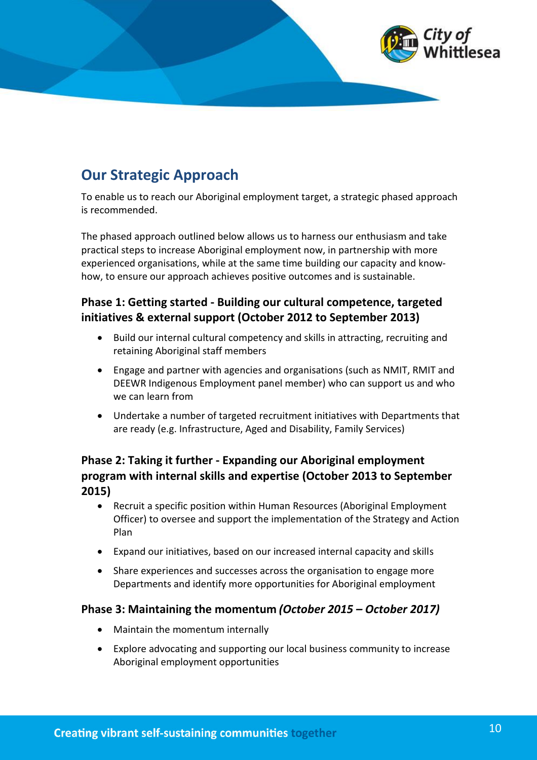## Our Strategic Approach

To enable us to reach our Aboriginal employment target, a strategic phased approach is recommended.

The phased approach outlined below allows us to harness our enthusiasm and take practical steps to increase Aboriginal employment now, in partnership with more experienced organisations, while at the same time building our capacity and know-how, to ensure our approach achieves positive outcomes and is sustainable.

### Phase 1: Getting started - Building our cultural competence, targeted initiatives & external support (October 2012 to September 2013)

- Build our internal cultural competency and skills in attracting, recruiting and retaining Aboriginal staff members
- Engage and partner with agencies and organisations (such as NMIT, RMIT and DEEWR Indigenous Employment panel member) who can support us and who we can learn from
- Undertake a number of targeted recruitment initiatives with Departments that are ready (e.g. Infrastructure, Aged and Disability, Family Services)

### Phase 2: Taking it further - Expanding our Aboriginal employment program with internal skills and expertise (October 2013 to September 2015)

- Recruit a specific position within Human Resources (Aboriginal Employment Officer) to oversee and support the implementation of the Strategy and Action Plan
- Expand our initiatives, based on our increased internal capacity and skills
- Share experiences and successes across the organisation to engage more Departments and identify more opportunities for Aboriginal employment

### Phase 3: Maintaining the momentum *(October 2015 – October 2017)*

- Maintain the momentum internally
- Explore advocating and supporting our local business community to increase Aboriginal employment opportunities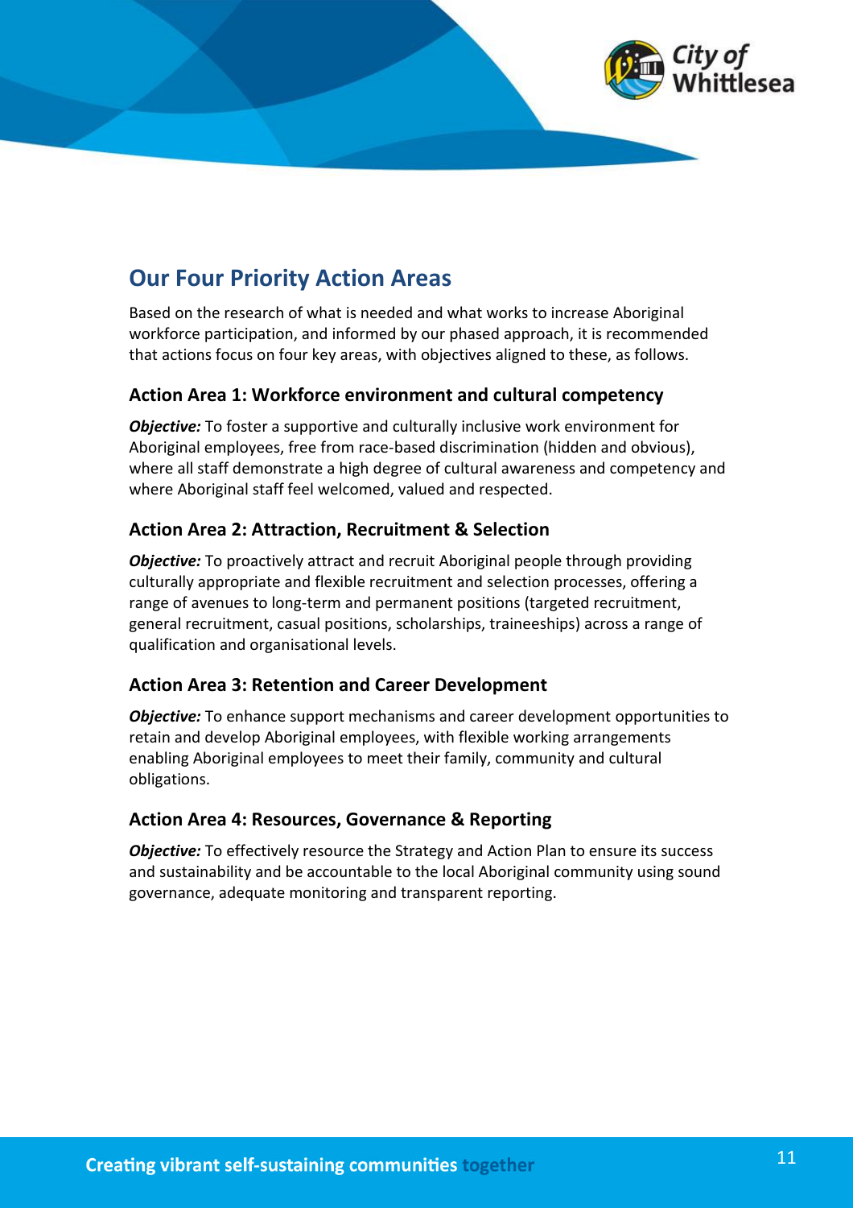## Our Four Priority Action Areas

Based on the research of what is needed and what works to increase Aboriginal workforce participation, and informed by our phased approach, it is recommended that actions focus on four key areas, with objectives aligned to these, as follows.

### Action Area 1: Workforce environment and cultural competency

***Objective:*** To foster a supportive and culturally inclusive work environment for Aboriginal employees, free from race-based discrimination (hidden and obvious), where all staff demonstrate a high degree of cultural awareness and competency and where Aboriginal staff feel welcomed, valued and respected.

### Action Area 2: Attraction, Recruitment & Selection

***Objective:*** To proactively attract and recruit Aboriginal people through providing culturally appropriate and flexible recruitment and selection processes, offering a range of avenues to long-term and permanent positions (targeted recruitment, general recruitment, casual positions, scholarships, traineeships) across a range of qualification and organisational levels.

### Action Area 3: Retention and Career Development

***Objective:*** To enhance support mechanisms and career development opportunities to retain and develop Aboriginal employees, with flexible working arrangements enabling Aboriginal employees to meet their family, community and cultural obligations.

### Action Area 4: Resources, Governance & Reporting

***Objective:*** To effectively resource the Strategy and Action Plan to ensure its success and sustainability and be accountable to the local Aboriginal community using sound governance, adequate monitoring and transparent reporting.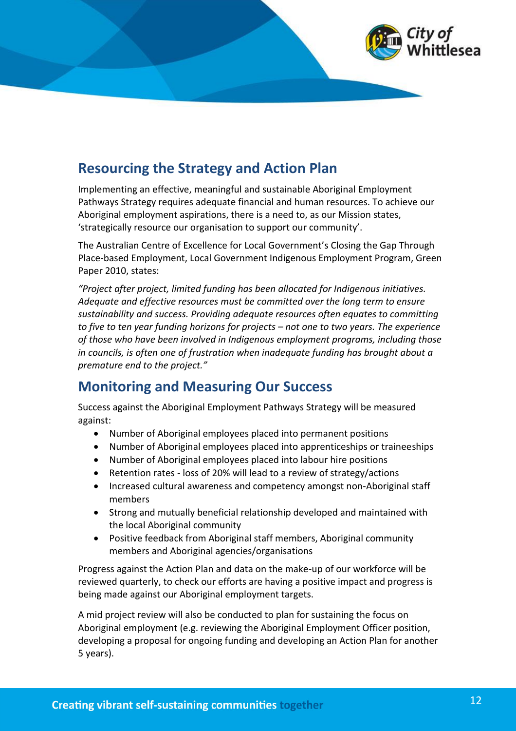## Resourcing the Strategy and Action Plan

Implementing an effective, meaningful and sustainable Aboriginal Employment Pathways Strategy requires adequate financial and human resources. To achieve our Aboriginal employment aspirations, there is a need to, as our Mission states, 'strategically resource our organisation to support our community'.

The Australian Centre of Excellence for Local Government's Closing the Gap Through Place-based Employment, Local Government Indigenous Employment Program, Green Paper 2010, states:

*"Project after project, limited funding has been allocated for Indigenous initiatives. Adequate and effective resources must be committed over the long term to ensure sustainability and success. Providing adequate resources often equates to committing to five to ten year funding horizons for projects – not one to two years. The experience of those who have been involved in Indigenous employment programs, including those in councils, is often one of frustration when inadequate funding has brought about a premature end to the project."*

## Monitoring and Measuring Our Success

Success against the Aboriginal Employment Pathways Strategy will be measured against:

- Number of Aboriginal employees placed into permanent positions
- Number of Aboriginal employees placed into apprenticeships or traineeships
- Number of Aboriginal employees placed into labour hire positions
- Retention rates - loss of 20% will lead to a review of strategy/actions
- Increased cultural awareness and competency amongst non-Aboriginal staff members
- Strong and mutually beneficial relationship developed and maintained with the local Aboriginal community
- Positive feedback from Aboriginal staff members, Aboriginal community members and Aboriginal agencies/organisations

Progress against the Action Plan and data on the make-up of our workforce will be reviewed quarterly, to check our efforts are having a positive impact and progress is being made against our Aboriginal employment targets.

A mid project review will also be conducted to plan for sustaining the focus on Aboriginal employment (e.g. reviewing the Aboriginal Employment Officer position, developing a proposal for ongoing funding and developing an Action Plan for another 5 years).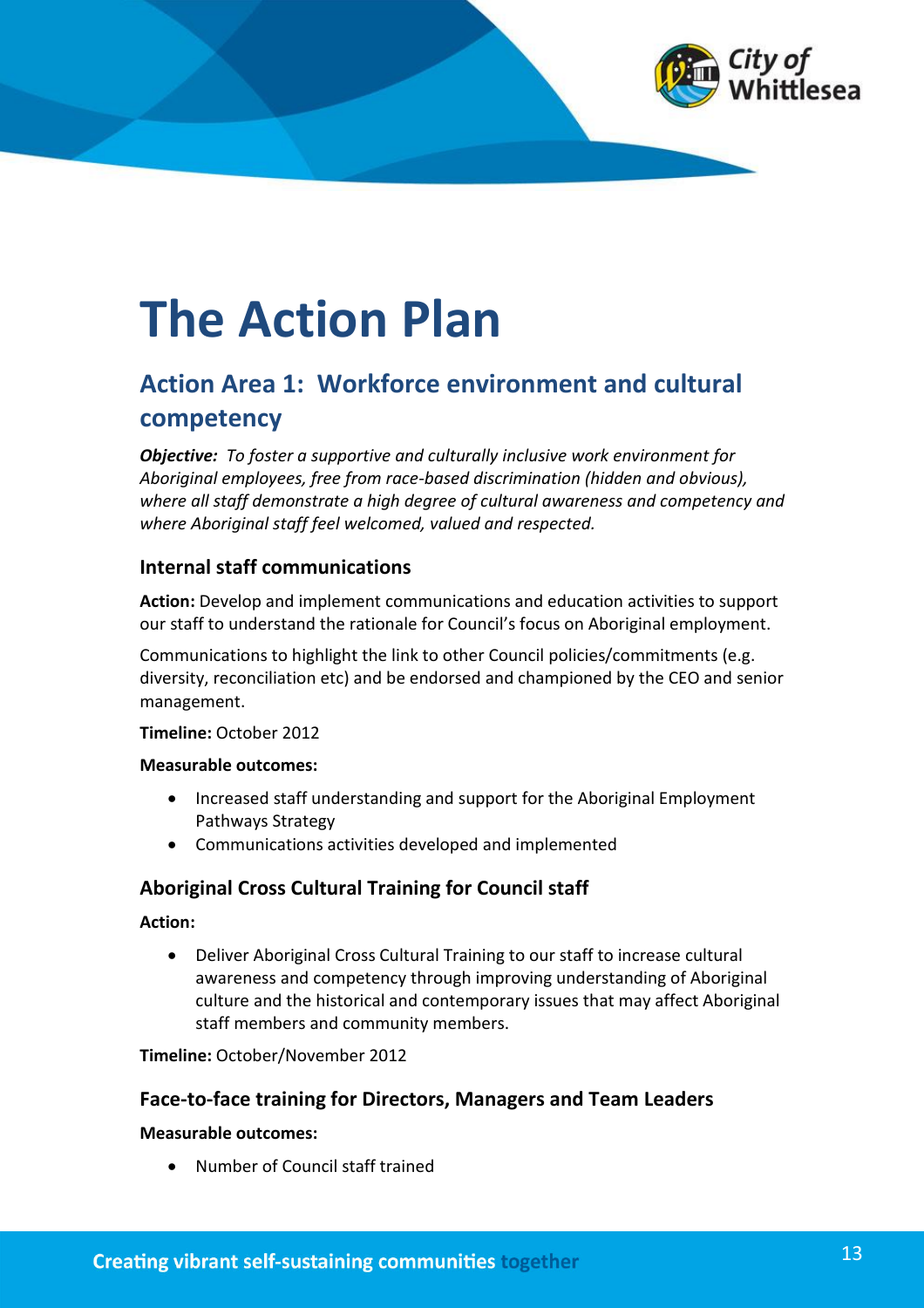# The Action Plan

## Action Area 1: Workforce environment and cultural competency

***Objective:*** *To foster a supportive and culturally inclusive work environment for Aboriginal employees, free from race-based discrimination (hidden and obvious), where all staff demonstrate a high degree of cultural awareness and competency and where Aboriginal staff feel welcomed, valued and respected.*

### Internal staff communications

**Action:** Develop and implement communications and education activities to support our staff to understand the rationale for Council's focus on Aboriginal employment.

Communications to highlight the link to other Council policies/commitments (e.g. diversity, reconciliation etc) and be endorsed and championed by the CEO and senior management.

**Timeline:** October 2012

**Measurable outcomes:**

- Increased staff understanding and support for the Aboriginal Employment Pathways Strategy
- Communications activities developed and implemented

### Aboriginal Cross Cultural Training for Council staff

**Action:**

- Deliver Aboriginal Cross Cultural Training to our staff to increase cultural awareness and competency through improving understanding of Aboriginal culture and the historical and contemporary issues that may affect Aboriginal staff members and community members.

**Timeline:** October/November 2012

### Face-to-face training for Directors, Managers and Team Leaders

**Measurable outcomes:**

- Number of Council staff trained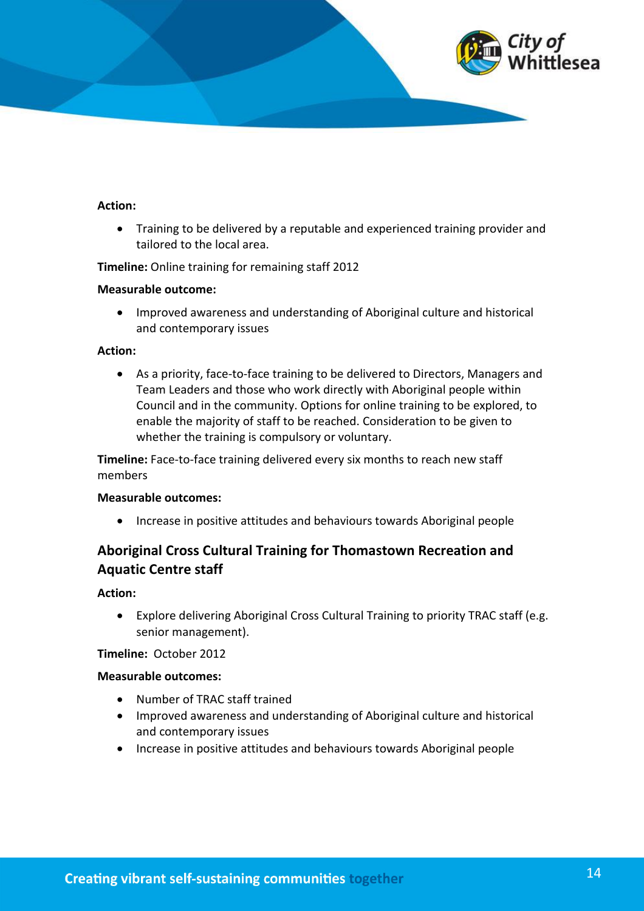**Action:**

- Training to be delivered by a reputable and experienced training provider and tailored to the local area.

**Timeline:** Online training for remaining staff 2012

**Measurable outcome:**

- Improved awareness and understanding of Aboriginal culture and historical and contemporary issues

**Action:**

- As a priority, face-to-face training to be delivered to Directors, Managers and Team Leaders and those who work directly with Aboriginal people within Council and in the community. Options for online training to be explored, to enable the majority of staff to be reached. Consideration to be given to whether the training is compulsory or voluntary.

**Timeline:** Face-to-face training delivered every six months to reach new staff members

**Measurable outcomes:**

- Increase in positive attitudes and behaviours towards Aboriginal people

## Aboriginal Cross Cultural Training for Thomastown Recreation and Aquatic Centre staff

**Action:**

- Explore delivering Aboriginal Cross Cultural Training to priority TRAC staff (e.g. senior management).

**Timeline:** October 2012

**Measurable outcomes:**

- Number of TRAC staff trained
- Improved awareness and understanding of Aboriginal culture and historical and contemporary issues
- Increase in positive attitudes and behaviours towards Aboriginal people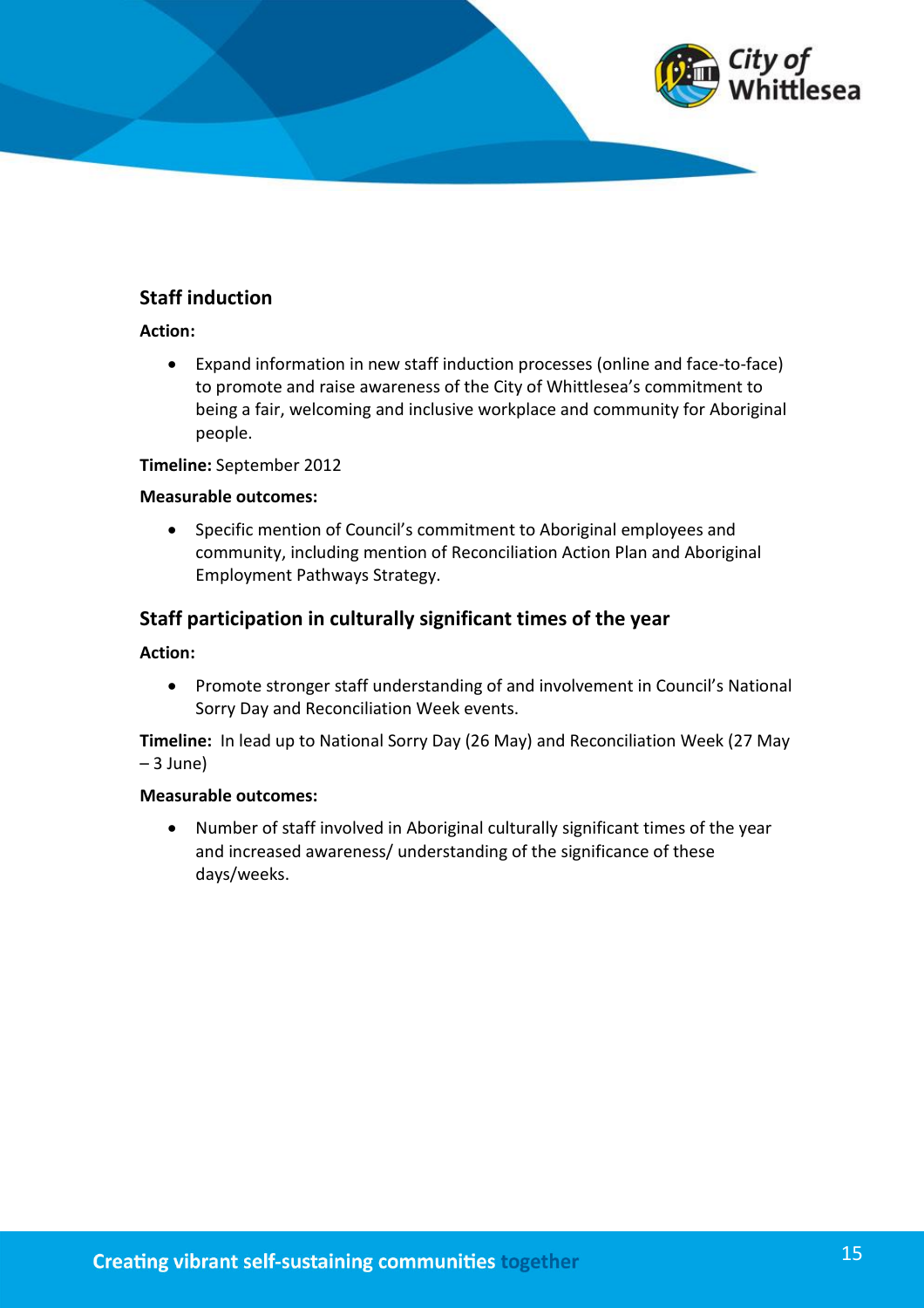### Staff induction

**Action:**

- Expand information in new staff induction processes (online and face-to-face) to promote and raise awareness of the City of Whittlesea's commitment to being a fair, welcoming and inclusive workplace and community for Aboriginal people.

**Timeline:** September 2012

**Measurable outcomes:**

- Specific mention of Council's commitment to Aboriginal employees and community, including mention of Reconciliation Action Plan and Aboriginal Employment Pathways Strategy.

### Staff participation in culturally significant times of the year

**Action:**

- Promote stronger staff understanding of and involvement in Council's National Sorry Day and Reconciliation Week events.

**Timeline:** In lead up to National Sorry Day (26 May) and Reconciliation Week (27 May – 3 June)

**Measurable outcomes:**

- Number of staff involved in Aboriginal culturally significant times of the year and increased awareness/ understanding of the significance of these days/weeks.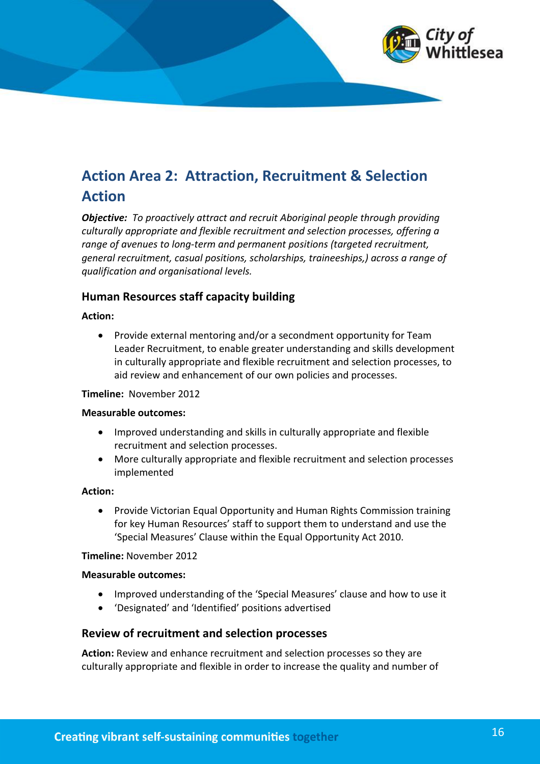## Action Area 2: Attraction, Recruitment & Selection Action

***Objective:*** *To proactively attract and recruit Aboriginal people through providing culturally appropriate and flexible recruitment and selection processes, offering a range of avenues to long-term and permanent positions (targeted recruitment, general recruitment, casual positions, scholarships, traineeships,) across a range of qualification and organisational levels.*

### Human Resources staff capacity building

**Action:**

- Provide external mentoring and/or a secondment opportunity for Team Leader Recruitment, to enable greater understanding and skills development in culturally appropriate and flexible recruitment and selection processes, to aid review and enhancement of our own policies and processes.

**Timeline:** November 2012

**Measurable outcomes:**

- Improved understanding and skills in culturally appropriate and flexible recruitment and selection processes.
- More culturally appropriate and flexible recruitment and selection processes implemented

**Action:**

- Provide Victorian Equal Opportunity and Human Rights Commission training for key Human Resources' staff to support them to understand and use the 'Special Measures' Clause within the Equal Opportunity Act 2010.

**Timeline:** November 2012

**Measurable outcomes:**

- Improved understanding of the 'Special Measures' clause and how to use it
- 'Designated' and 'Identified' positions advertised

### Review of recruitment and selection processes

**Action:** Review and enhance recruitment and selection processes so they are culturally appropriate and flexible in order to increase the quality and number of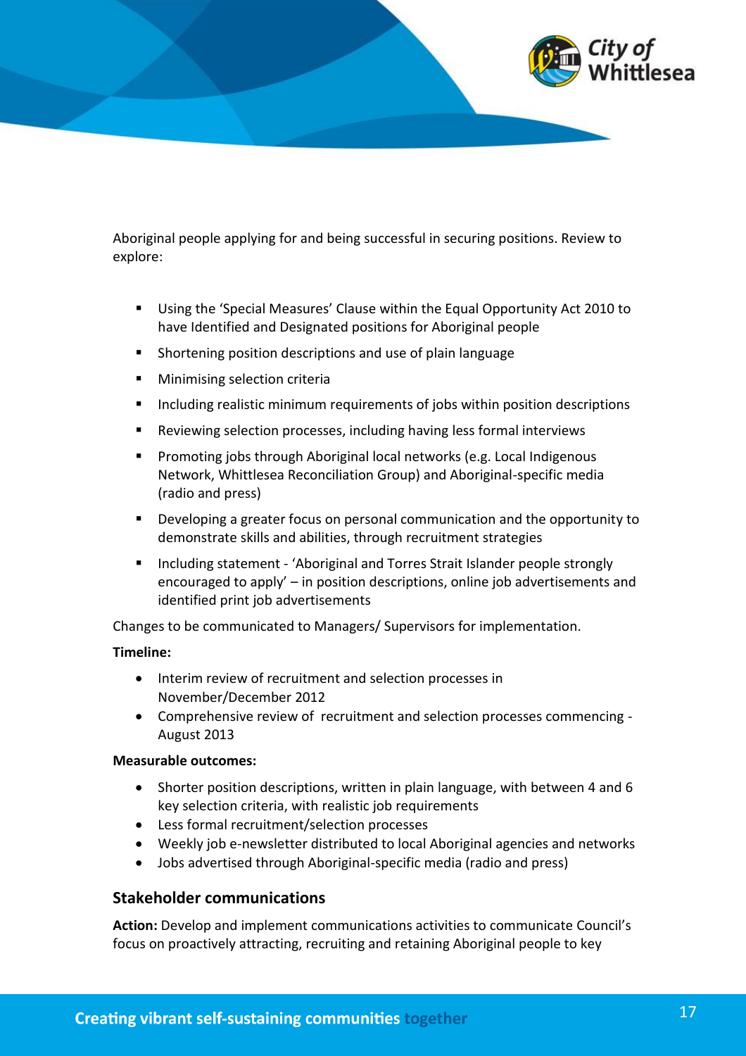Aboriginal people applying for and being successful in securing positions. Review to explore:

- Using the 'Special Measures' Clause within the Equal Opportunity Act 2010 to have Identified and Designated positions for Aboriginal people
- Shortening position descriptions and use of plain language
- Minimising selection criteria
- Including realistic minimum requirements of jobs within position descriptions
- Reviewing selection processes, including having less formal interviews
- Promoting jobs through Aboriginal local networks (e.g. Local Indigenous Network, Whittlesea Reconciliation Group) and Aboriginal-specific media (radio and press)
- Developing a greater focus on personal communication and the opportunity to demonstrate skills and abilities, through recruitment strategies
- Including statement - 'Aboriginal and Torres Strait Islander people strongly encouraged to apply' – in position descriptions, online job advertisements and identified print job advertisements

Changes to be communicated to Managers/ Supervisors for implementation.

**Timeline:**

- Interim review of recruitment and selection processes in November/December 2012
- Comprehensive review of recruitment and selection processes commencing - August 2013

**Measurable outcomes:**

- Shorter position descriptions, written in plain language, with between 4 and 6 key selection criteria, with realistic job requirements
- Less formal recruitment/selection processes
- Weekly job e-newsletter distributed to local Aboriginal agencies and networks
- Jobs advertised through Aboriginal-specific media (radio and press)

## Stakeholder communications

**Action:** Develop and implement communications activities to communicate Council's focus on proactively attracting, recruiting and retaining Aboriginal people to key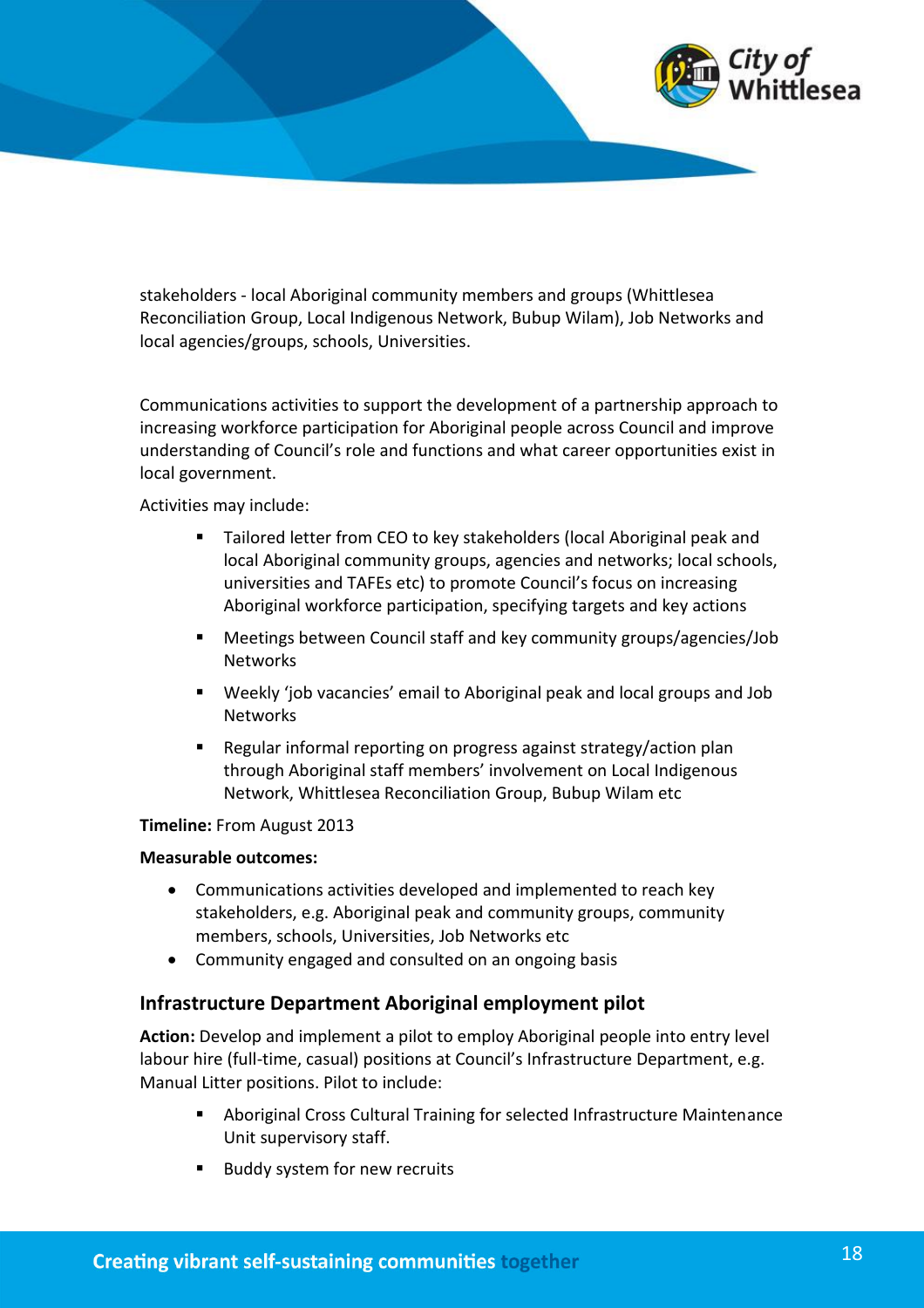stakeholders - local Aboriginal community members and groups (Whittlesea Reconciliation Group, Local Indigenous Network, Bubup Wilam), Job Networks and local agencies/groups, schools, Universities.

Communications activities to support the development of a partnership approach to increasing workforce participation for Aboriginal people across Council and improve understanding of Council's role and functions and what career opportunities exist in local government.

Activities may include:

- Tailored letter from CEO to key stakeholders (local Aboriginal peak and local Aboriginal community groups, agencies and networks; local schools, universities and TAFEs etc) to promote Council's focus on increasing Aboriginal workforce participation, specifying targets and key actions
- Meetings between Council staff and key community groups/agencies/Job Networks
- Weekly 'job vacancies' email to Aboriginal peak and local groups and Job Networks
- Regular informal reporting on progress against strategy/action plan through Aboriginal staff members' involvement on Local Indigenous Network, Whittlesea Reconciliation Group, Bubup Wilam etc

**Timeline:** From August 2013

**Measurable outcomes:**

- Communications activities developed and implemented to reach key stakeholders, e.g. Aboriginal peak and community groups, community members, schools, Universities, Job Networks etc
- Community engaged and consulted on an ongoing basis

### Infrastructure Department Aboriginal employment pilot

**Action:** Develop and implement a pilot to employ Aboriginal people into entry level labour hire (full-time, casual) positions at Council's Infrastructure Department, e.g. Manual Litter positions. Pilot to include:

- Aboriginal Cross Cultural Training for selected Infrastructure Maintenance Unit supervisory staff.
- Buddy system for new recruits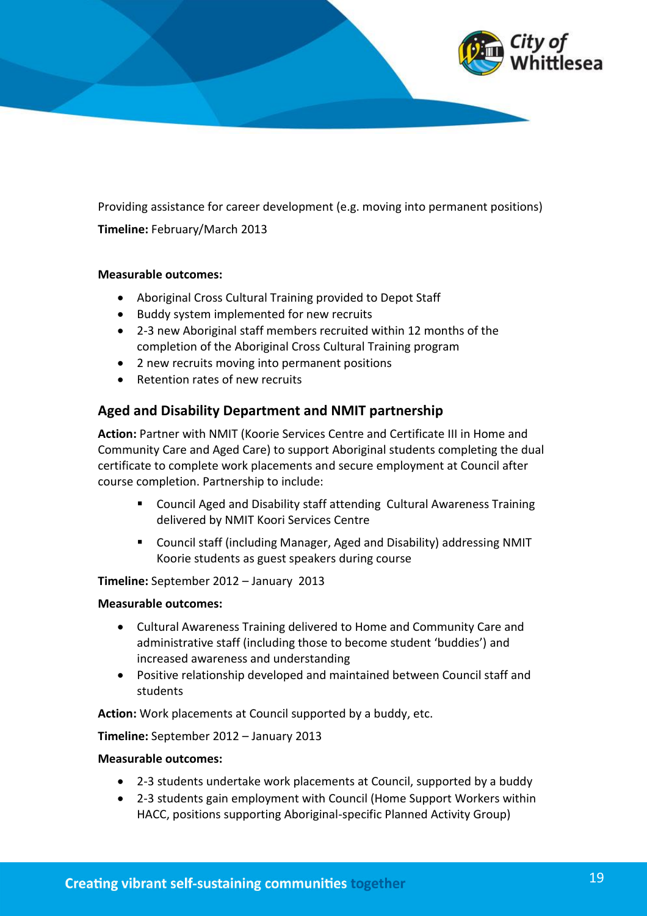Providing assistance for career development (e.g. moving into permanent positions)

**Timeline:** February/March 2013

**Measurable outcomes:**

- Aboriginal Cross Cultural Training provided to Depot Staff
- Buddy system implemented for new recruits
- 2-3 new Aboriginal staff members recruited within 12 months of the completion of the Aboriginal Cross Cultural Training program
- 2 new recruits moving into permanent positions
- Retention rates of new recruits

## Aged and Disability Department and NMIT partnership

**Action:** Partner with NMIT (Koorie Services Centre and Certificate III in Home and Community Care and Aged Care) to support Aboriginal students completing the dual certificate to complete work placements and secure employment at Council after course completion. Partnership to include:

- Council Aged and Disability staff attending Cultural Awareness Training delivered by NMIT Koori Services Centre
- Council staff (including Manager, Aged and Disability) addressing NMIT Koorie students as guest speakers during course

**Timeline:** September 2012 – January 2013

**Measurable outcomes:**

- Cultural Awareness Training delivered to Home and Community Care and administrative staff (including those to become student 'buddies') and increased awareness and understanding
- Positive relationship developed and maintained between Council staff and students

**Action:** Work placements at Council supported by a buddy, etc.

**Timeline:** September 2012 – January 2013

**Measurable outcomes:**

- 2-3 students undertake work placements at Council, supported by a buddy
- 2-3 students gain employment with Council (Home Support Workers within HACC, positions supporting Aboriginal-specific Planned Activity Group)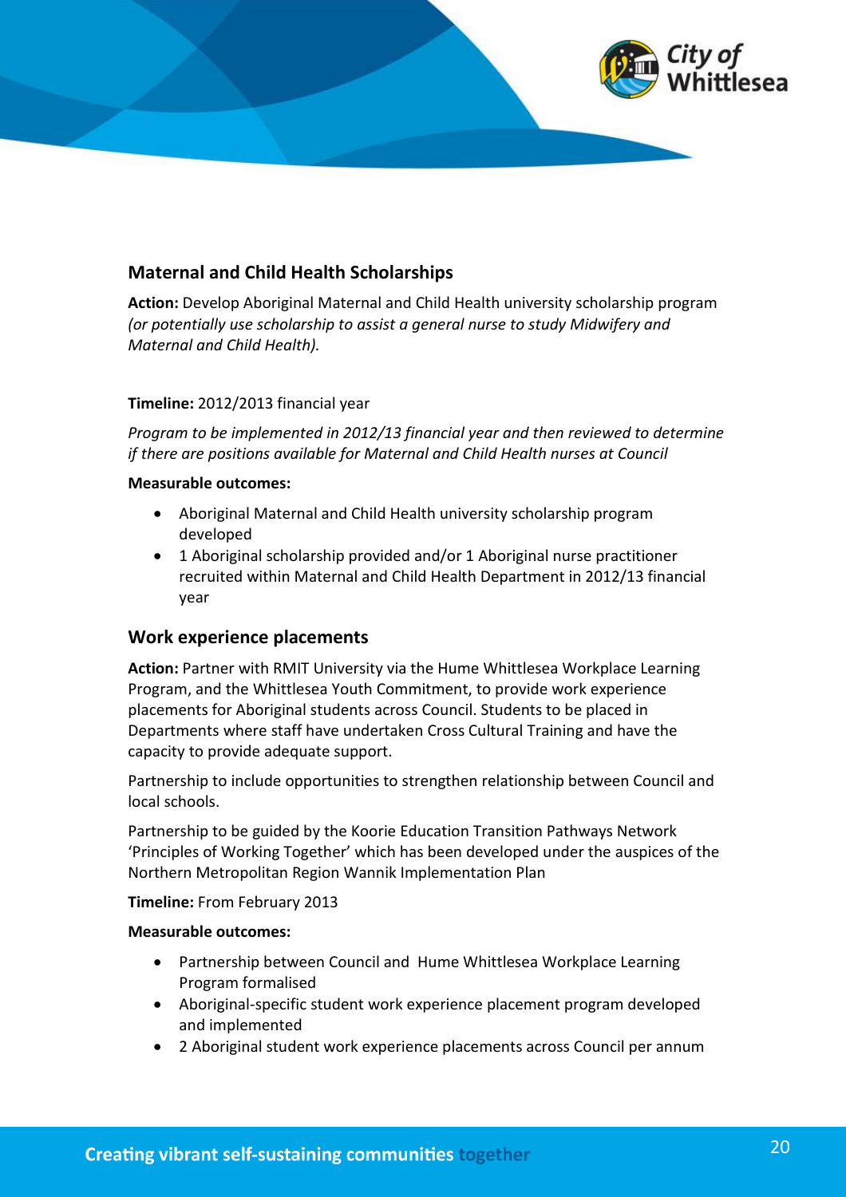## Maternal and Child Health Scholarships

**Action:** Develop Aboriginal Maternal and Child Health university scholarship program *(or potentially use scholarship to assist a general nurse to study Midwifery and Maternal and Child Health).*

**Timeline:** 2012/2013 financial year

*Program to be implemented in 2012/13 financial year and then reviewed to determine if there are positions available for Maternal and Child Health nurses at Council*

**Measurable outcomes:**

- Aboriginal Maternal and Child Health university scholarship program developed
- 1 Aboriginal scholarship provided and/or 1 Aboriginal nurse practitioner recruited within Maternal and Child Health Department in 2012/13 financial year

## Work experience placements

**Action:** Partner with RMIT University via the Hume Whittlesea Workplace Learning Program, and the Whittlesea Youth Commitment, to provide work experience placements for Aboriginal students across Council. Students to be placed in Departments where staff have undertaken Cross Cultural Training and have the capacity to provide adequate support.

Partnership to include opportunities to strengthen relationship between Council and local schools.

Partnership to be guided by the Koorie Education Transition Pathways Network 'Principles of Working Together' which has been developed under the auspices of the Northern Metropolitan Region Wannik Implementation Plan

**Timeline:** From February 2013

**Measurable outcomes:**

- Partnership between Council and Hume Whittlesea Workplace Learning Program formalised
- Aboriginal-specific student work experience placement program developed and implemented
- 2 Aboriginal student work experience placements across Council per annum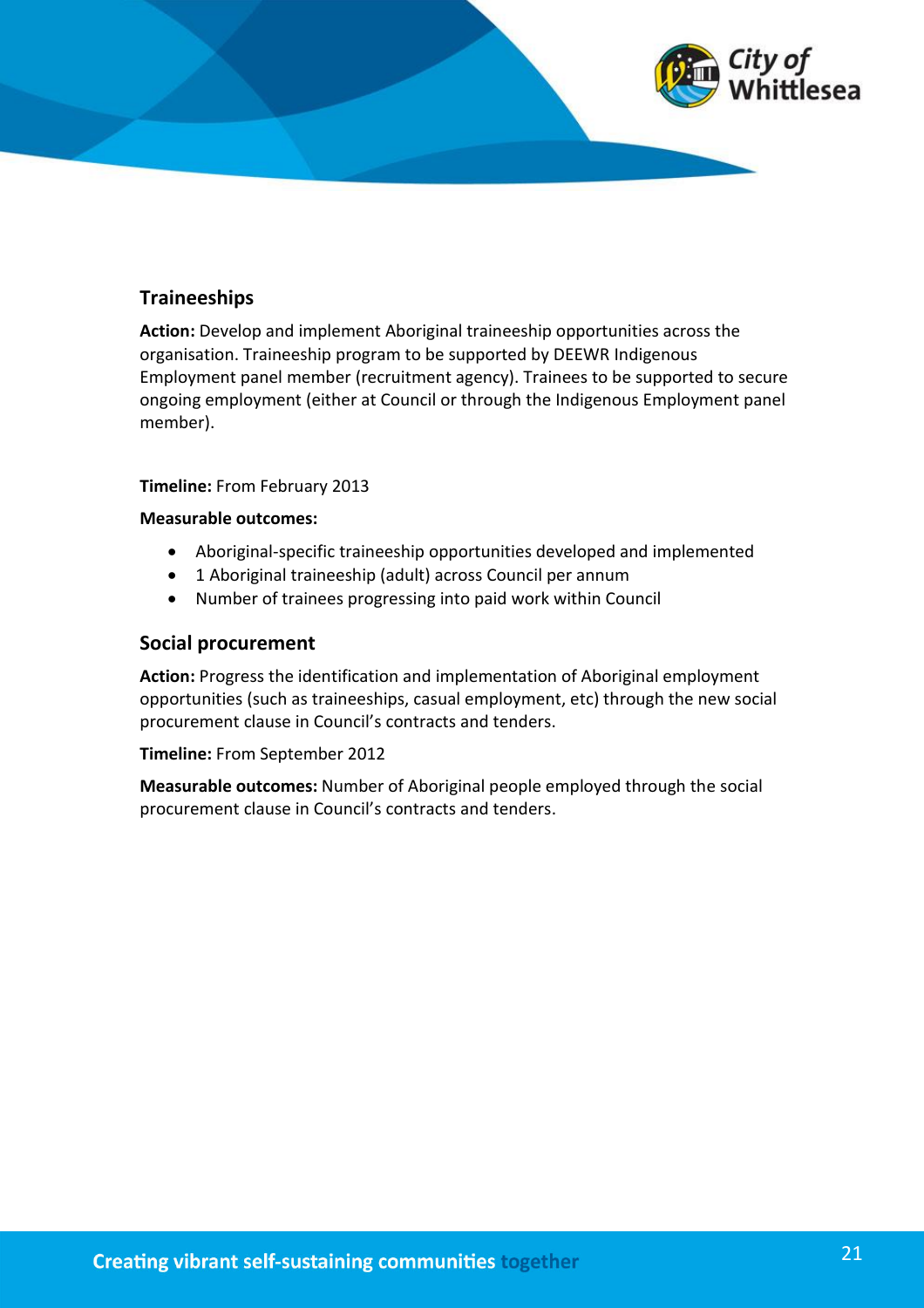### Traineeships

**Action:** Develop and implement Aboriginal traineeship opportunities across the organisation. Traineeship program to be supported by DEEWR Indigenous Employment panel member (recruitment agency). Trainees to be supported to secure ongoing employment (either at Council or through the Indigenous Employment panel member).

**Timeline:** From February 2013

**Measurable outcomes:**

- Aboriginal-specific traineeship opportunities developed and implemented
- 1 Aboriginal traineeship (adult) across Council per annum
- Number of trainees progressing into paid work within Council

### Social procurement

**Action:** Progress the identification and implementation of Aboriginal employment opportunities (such as traineeships, casual employment, etc) through the new social procurement clause in Council's contracts and tenders.

**Timeline:** From September 2012

**Measurable outcomes:** Number of Aboriginal people employed through the social procurement clause in Council's contracts and tenders.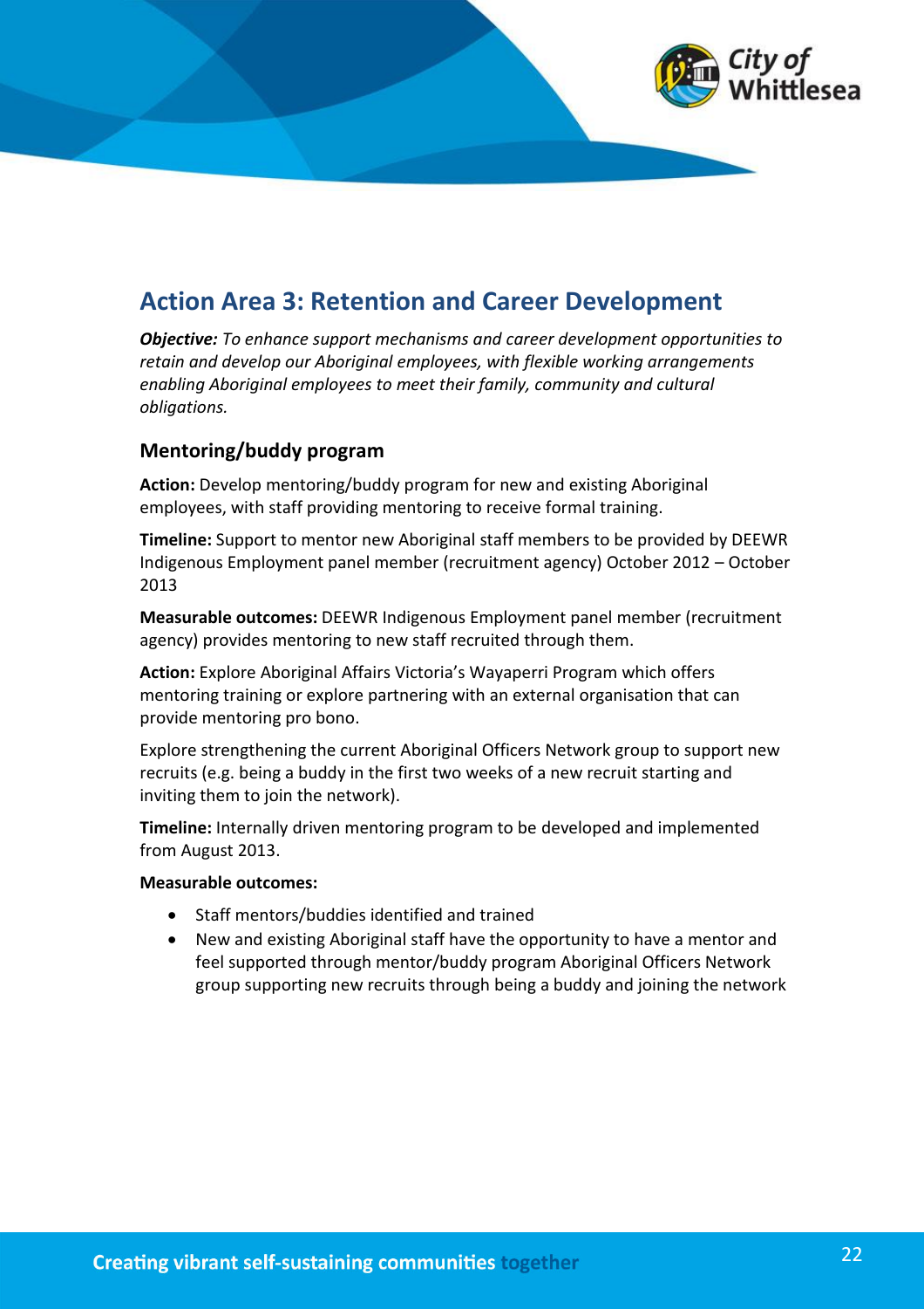## Action Area 3: Retention and Career Development

***Objective:*** *To enhance support mechanisms and career development opportunities to retain and develop our Aboriginal employees, with flexible working arrangements enabling Aboriginal employees to meet their family, community and cultural obligations.*

### Mentoring/buddy program

**Action:** Develop mentoring/buddy program for new and existing Aboriginal employees, with staff providing mentoring to receive formal training.

**Timeline:** Support to mentor new Aboriginal staff members to be provided by DEEWR Indigenous Employment panel member (recruitment agency) October 2012 – October 2013

**Measurable outcomes:** DEEWR Indigenous Employment panel member (recruitment agency) provides mentoring to new staff recruited through them.

**Action:** Explore Aboriginal Affairs Victoria's Wayaperri Program which offers mentoring training or explore partnering with an external organisation that can provide mentoring pro bono.

Explore strengthening the current Aboriginal Officers Network group to support new recruits (e.g. being a buddy in the first two weeks of a new recruit starting and inviting them to join the network).

**Timeline:** Internally driven mentoring program to be developed and implemented from August 2013.

**Measurable outcomes:**

- Staff mentors/buddies identified and trained
- New and existing Aboriginal staff have the opportunity to have a mentor and feel supported through mentor/buddy program Aboriginal Officers Network group supporting new recruits through being a buddy and joining the network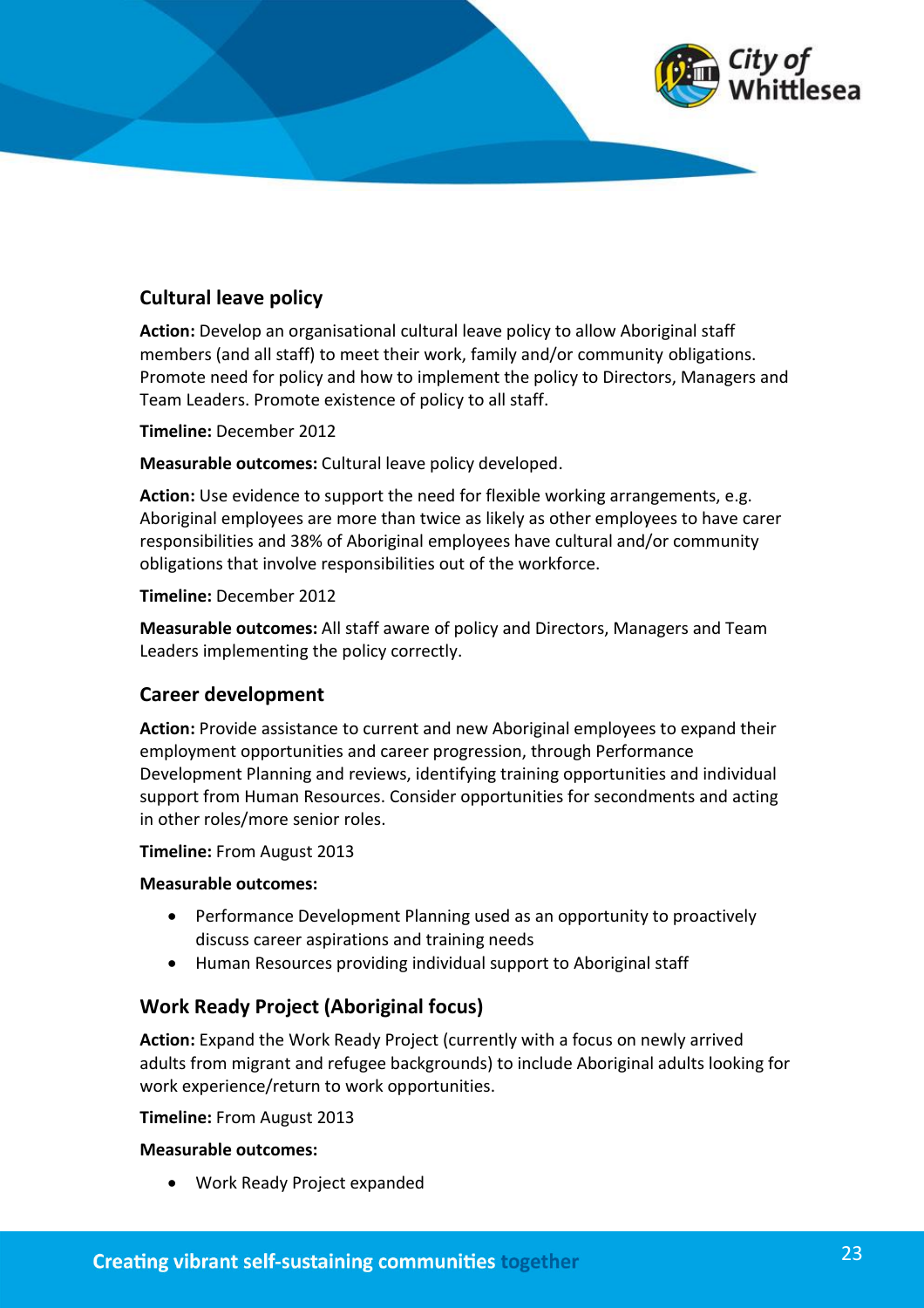### Cultural leave policy

**Action:** Develop an organisational cultural leave policy to allow Aboriginal staff members (and all staff) to meet their work, family and/or community obligations. Promote need for policy and how to implement the policy to Directors, Managers and Team Leaders. Promote existence of policy to all staff.

**Timeline:** December 2012

**Measurable outcomes:** Cultural leave policy developed.

**Action:** Use evidence to support the need for flexible working arrangements, e.g. Aboriginal employees are more than twice as likely as other employees to have carer responsibilities and 38% of Aboriginal employees have cultural and/or community obligations that involve responsibilities out of the workforce.

**Timeline:** December 2012

**Measurable outcomes:** All staff aware of policy and Directors, Managers and Team Leaders implementing the policy correctly.

### Career development

**Action:** Provide assistance to current and new Aboriginal employees to expand their employment opportunities and career progression, through Performance Development Planning and reviews, identifying training opportunities and individual support from Human Resources. Consider opportunities for secondments and acting in other roles/more senior roles.

**Timeline:** From August 2013

**Measurable outcomes:**

- Performance Development Planning used as an opportunity to proactively discuss career aspirations and training needs
- Human Resources providing individual support to Aboriginal staff

### Work Ready Project (Aboriginal focus)

**Action:** Expand the Work Ready Project (currently with a focus on newly arrived adults from migrant and refugee backgrounds) to include Aboriginal adults looking for work experience/return to work opportunities.

**Timeline:** From August 2013

**Measurable outcomes:**

- Work Ready Project expanded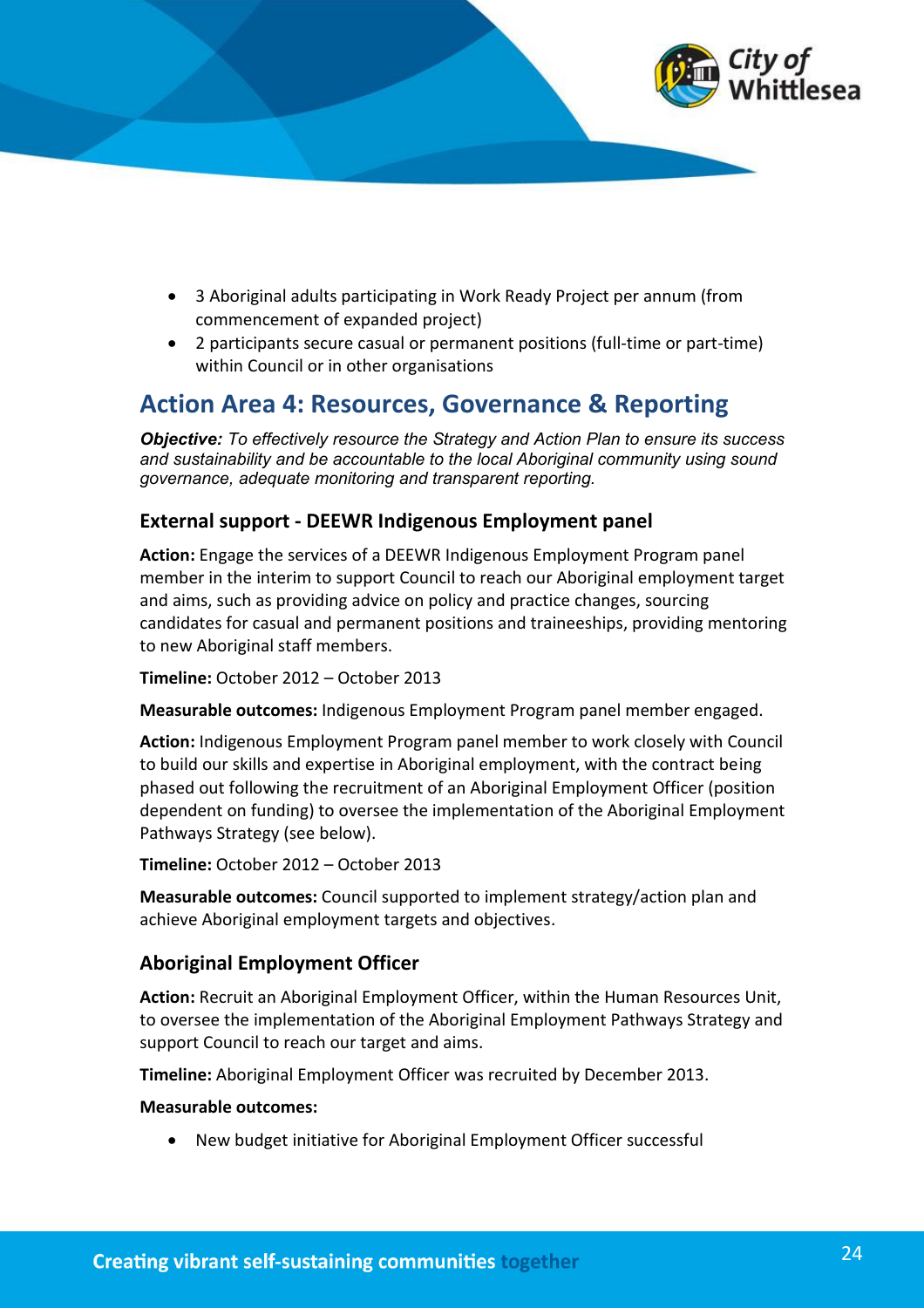- 3 Aboriginal adults participating in Work Ready Project per annum (from commencement of expanded project)
- 2 participants secure casual or permanent positions (full-time or part-time) within Council or in other organisations

## Action Area 4: Resources, Governance & Reporting

***Objective:*** *To effectively resource the Strategy and Action Plan to ensure its success and sustainability and be accountable to the local Aboriginal community using sound governance, adequate monitoring and transparent reporting.*

### External support - DEEWR Indigenous Employment panel

**Action:** Engage the services of a DEEWR Indigenous Employment Program panel member in the interim to support Council to reach our Aboriginal employment target and aims, such as providing advice on policy and practice changes, sourcing candidates for casual and permanent positions and traineeships, providing mentoring to new Aboriginal staff members.

**Timeline:** October 2012 – October 2013

**Measurable outcomes:** Indigenous Employment Program panel member engaged.

**Action:** Indigenous Employment Program panel member to work closely with Council to build our skills and expertise in Aboriginal employment, with the contract being phased out following the recruitment of an Aboriginal Employment Officer (position dependent on funding) to oversee the implementation of the Aboriginal Employment Pathways Strategy (see below).

**Timeline:** October 2012 – October 2013

**Measurable outcomes:** Council supported to implement strategy/action plan and achieve Aboriginal employment targets and objectives.

### Aboriginal Employment Officer

**Action:** Recruit an Aboriginal Employment Officer, within the Human Resources Unit, to oversee the implementation of the Aboriginal Employment Pathways Strategy and support Council to reach our target and aims.

**Timeline:** Aboriginal Employment Officer was recruited by December 2013.

**Measurable outcomes:**

- New budget initiative for Aboriginal Employment Officer successful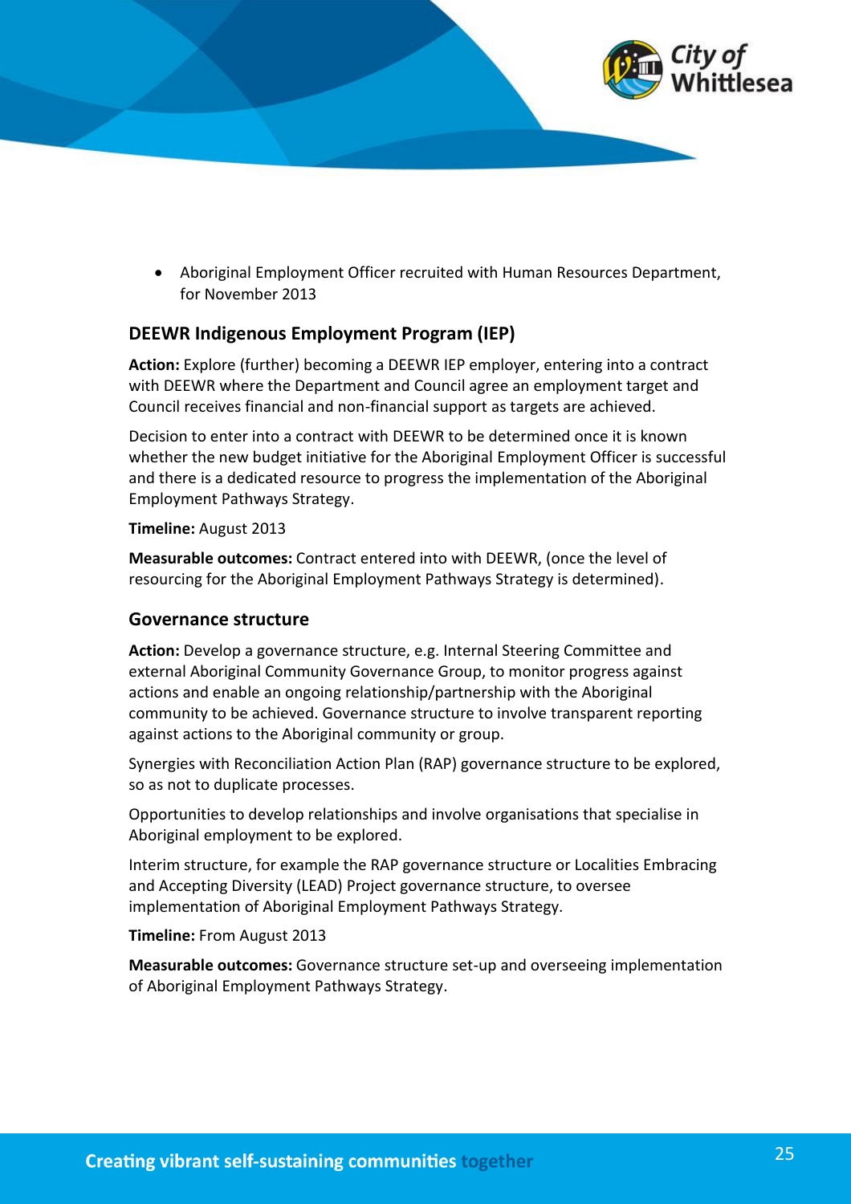- Aboriginal Employment Officer recruited with Human Resources Department, for November 2013

### DEEWR Indigenous Employment Program (IEP)

**Action:** Explore (further) becoming a DEEWR IEP employer, entering into a contract with DEEWR where the Department and Council agree an employment target and Council receives financial and non-financial support as targets are achieved.

Decision to enter into a contract with DEEWR to be determined once it is known whether the new budget initiative for the Aboriginal Employment Officer is successful and there is a dedicated resource to progress the implementation of the Aboriginal Employment Pathways Strategy.

**Timeline:** August 2013

**Measurable outcomes:** Contract entered into with DEEWR, (once the level of resourcing for the Aboriginal Employment Pathways Strategy is determined).

### Governance structure

**Action:** Develop a governance structure, e.g. Internal Steering Committee and external Aboriginal Community Governance Group, to monitor progress against actions and enable an ongoing relationship/partnership with the Aboriginal community to be achieved. Governance structure to involve transparent reporting against actions to the Aboriginal community or group.

Synergies with Reconciliation Action Plan (RAP) governance structure to be explored, so as not to duplicate processes.

Opportunities to develop relationships and involve organisations that specialise in Aboriginal employment to be explored.

Interim structure, for example the RAP governance structure or Localities Embracing and Accepting Diversity (LEAD) Project governance structure, to oversee implementation of Aboriginal Employment Pathways Strategy.

**Timeline:** From August 2013

**Measurable outcomes:** Governance structure set-up and overseeing implementation of Aboriginal Employment Pathways Strategy.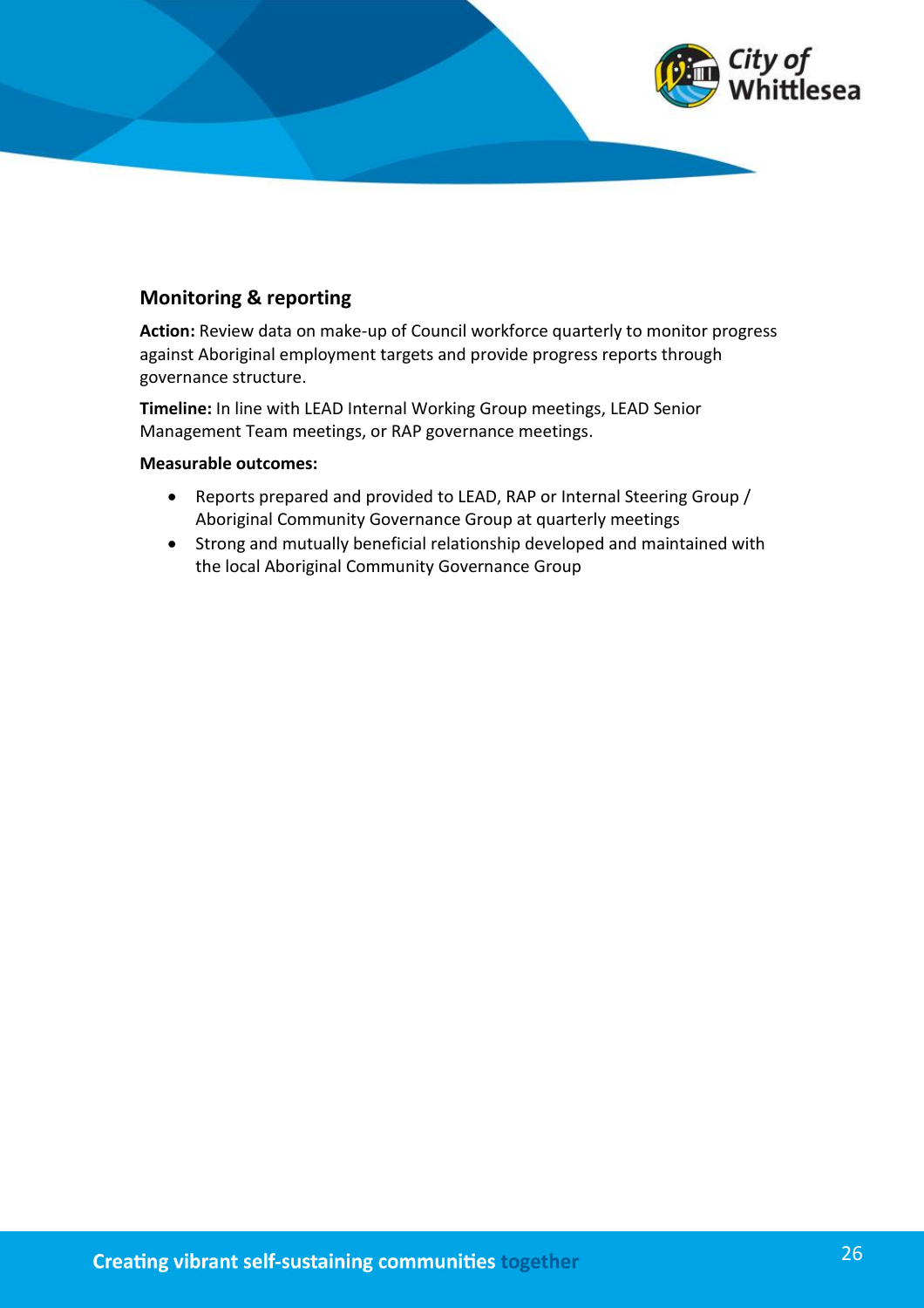### Monitoring & reporting

**Action:** Review data on make-up of Council workforce quarterly to monitor progress against Aboriginal employment targets and provide progress reports through governance structure.

**Timeline:** In line with LEAD Internal Working Group meetings, LEAD Senior Management Team meetings, or RAP governance meetings.

**Measurable outcomes:**

- Reports prepared and provided to LEAD, RAP or Internal Steering Group / Aboriginal Community Governance Group at quarterly meetings
- Strong and mutually beneficial relationship developed and maintained with the local Aboriginal Community Governance Group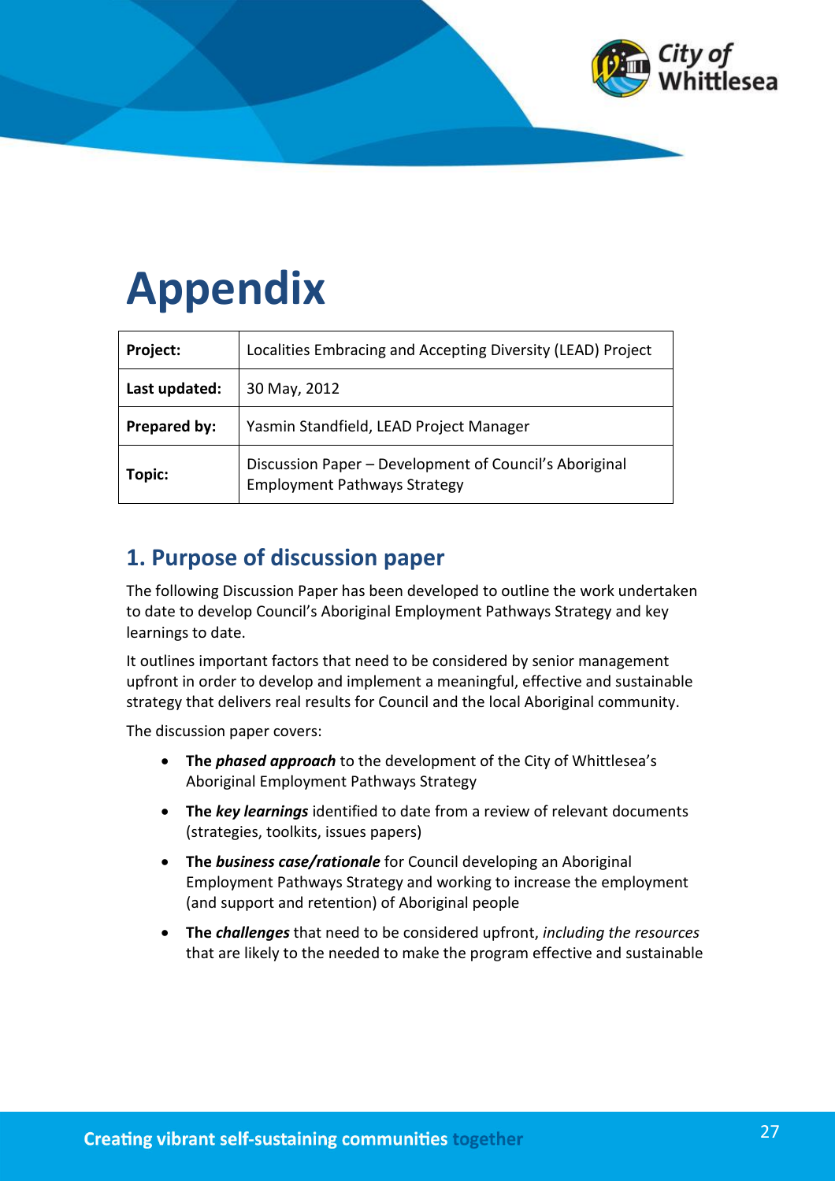# Appendix

| Project: | Localities Embracing and Accepting Diversity (LEAD) Project |
|---|---|
| Last updated: | 30 May, 2012 |
| Prepared by: | Yasmin Standfield, LEAD Project Manager |
| Topic: | Discussion Paper – Development of Council's Aboriginal Employment Pathways Strategy |

## 1. Purpose of discussion paper

The following Discussion Paper has been developed to outline the work undertaken to date to develop Council's Aboriginal Employment Pathways Strategy and key learnings to date.

It outlines important factors that need to be considered by senior management upfront in order to develop and implement a meaningful, effective and sustainable strategy that delivers real results for Council and the local Aboriginal community.

The discussion paper covers:

- **The *phased approach*** to the development of the City of Whittlesea's Aboriginal Employment Pathways Strategy
- **The *key learnings*** identified to date from a review of relevant documents (strategies, toolkits, issues papers)
- **The *business case/rationale*** for Council developing an Aboriginal Employment Pathways Strategy and working to increase the employment (and support and retention) of Aboriginal people
- **The *challenges*** that need to be considered upfront, *including the resources* that are likely to the needed to make the program effective and sustainable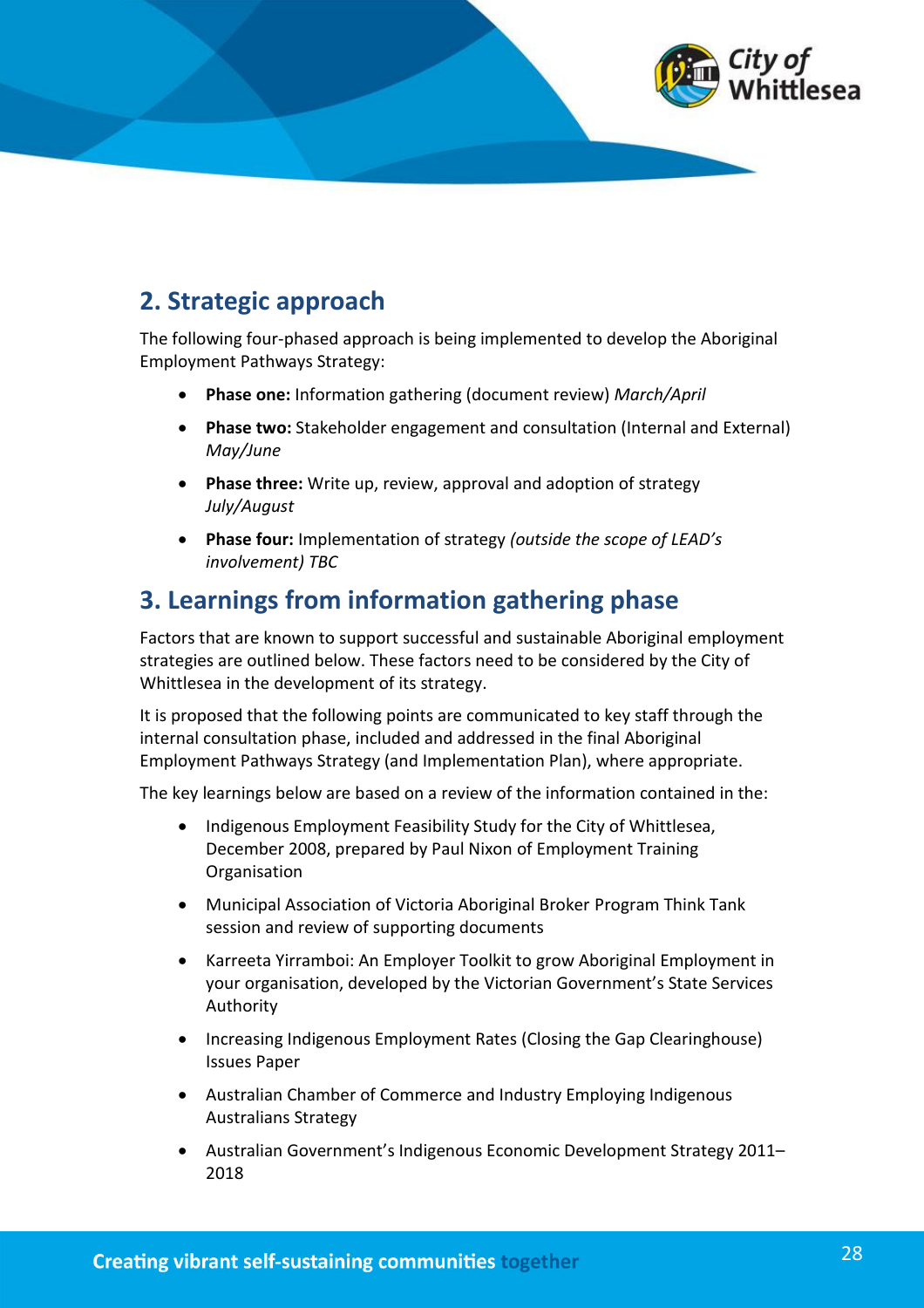## 2. Strategic approach

The following four-phased approach is being implemented to develop the Aboriginal Employment Pathways Strategy:

- **Phase one:** Information gathering (document review) *March/April*
- **Phase two:** Stakeholder engagement and consultation (Internal and External) *May/June*
- **Phase three:** Write up, review, approval and adoption of strategy *July/August*
- **Phase four:** Implementation of strategy *(outside the scope of LEAD's involvement) TBC*

## 3. Learnings from information gathering phase

Factors that are known to support successful and sustainable Aboriginal employment strategies are outlined below. These factors need to be considered by the City of Whittlesea in the development of its strategy.

It is proposed that the following points are communicated to key staff through the internal consultation phase, included and addressed in the final Aboriginal Employment Pathways Strategy (and Implementation Plan), where appropriate.

The key learnings below are based on a review of the information contained in the:

- Indigenous Employment Feasibility Study for the City of Whittlesea, December 2008, prepared by Paul Nixon of Employment Training Organisation
- Municipal Association of Victoria Aboriginal Broker Program Think Tank session and review of supporting documents
- Karreeta Yirramboi: An Employer Toolkit to grow Aboriginal Employment in your organisation, developed by the Victorian Government's State Services Authority
- Increasing Indigenous Employment Rates (Closing the Gap Clearinghouse) Issues Paper
- Australian Chamber of Commerce and Industry Employing Indigenous Australians Strategy
- Australian Government's Indigenous Economic Development Strategy 2011–2018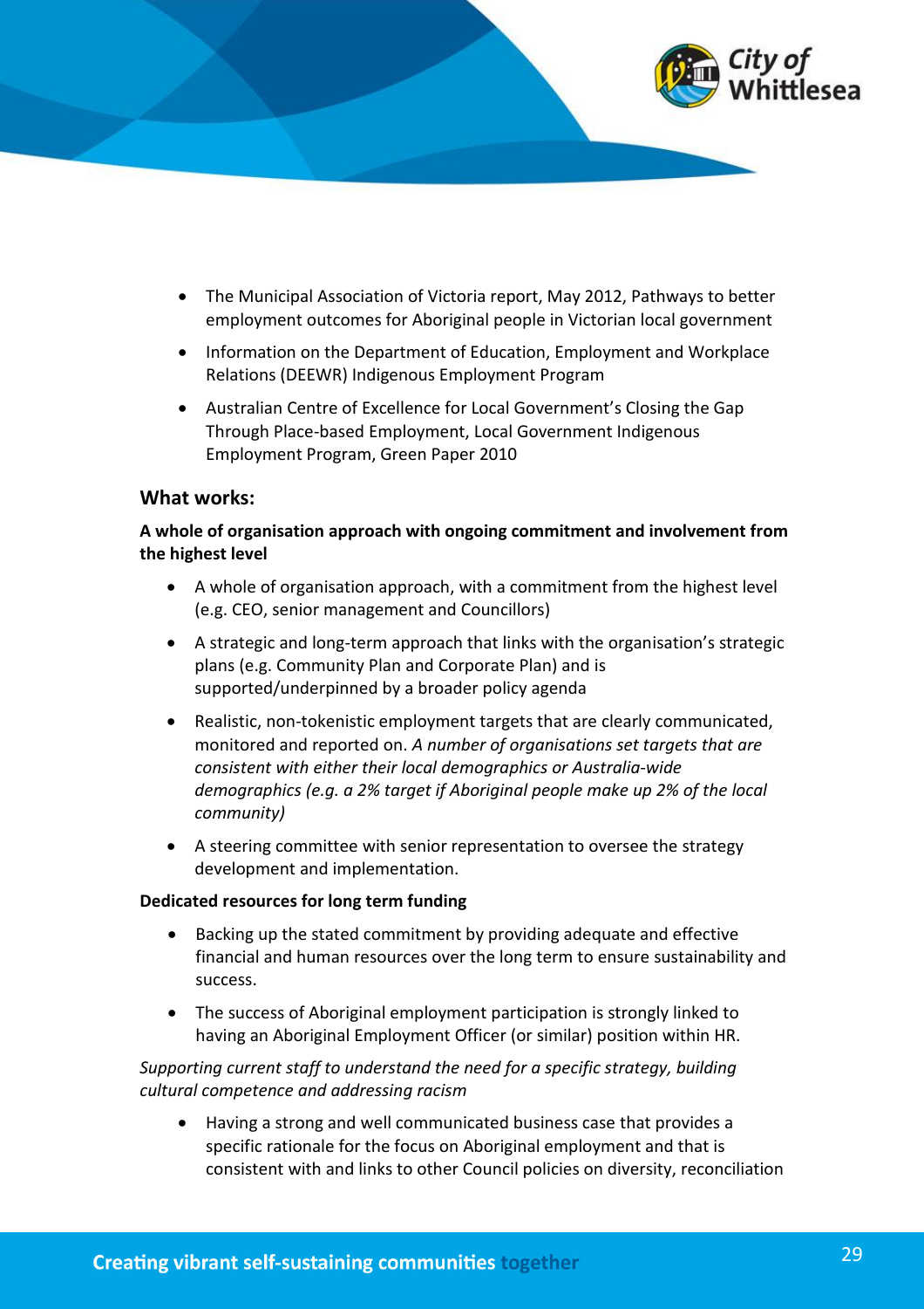- The Municipal Association of Victoria report, May 2012, Pathways to better employment outcomes for Aboriginal people in Victorian local government
- Information on the Department of Education, Employment and Workplace Relations (DEEWR) Indigenous Employment Program
- Australian Centre of Excellence for Local Government's Closing the Gap Through Place-based Employment, Local Government Indigenous Employment Program, Green Paper 2010

### What works:

**A whole of organisation approach with ongoing commitment and involvement from the highest level**

- A whole of organisation approach, with a commitment from the highest level (e.g. CEO, senior management and Councillors)
- A strategic and long-term approach that links with the organisation's strategic plans (e.g. Community Plan and Corporate Plan) and is supported/underpinned by a broader policy agenda
- Realistic, non-tokenistic employment targets that are clearly communicated, monitored and reported on. *A number of organisations set targets that are consistent with either their local demographics or Australia-wide demographics (e.g. a 2% target if Aboriginal people make up 2% of the local community)*
- A steering committee with senior representation to oversee the strategy development and implementation.

**Dedicated resources for long term funding**

- Backing up the stated commitment by providing adequate and effective financial and human resources over the long term to ensure sustainability and success.
- The success of Aboriginal employment participation is strongly linked to having an Aboriginal Employment Officer (or similar) position within HR.

*Supporting current staff to understand the need for a specific strategy, building cultural competence and addressing racism*

- Having a strong and well communicated business case that provides a specific rationale for the focus on Aboriginal employment and that is consistent with and links to other Council policies on diversity, reconciliation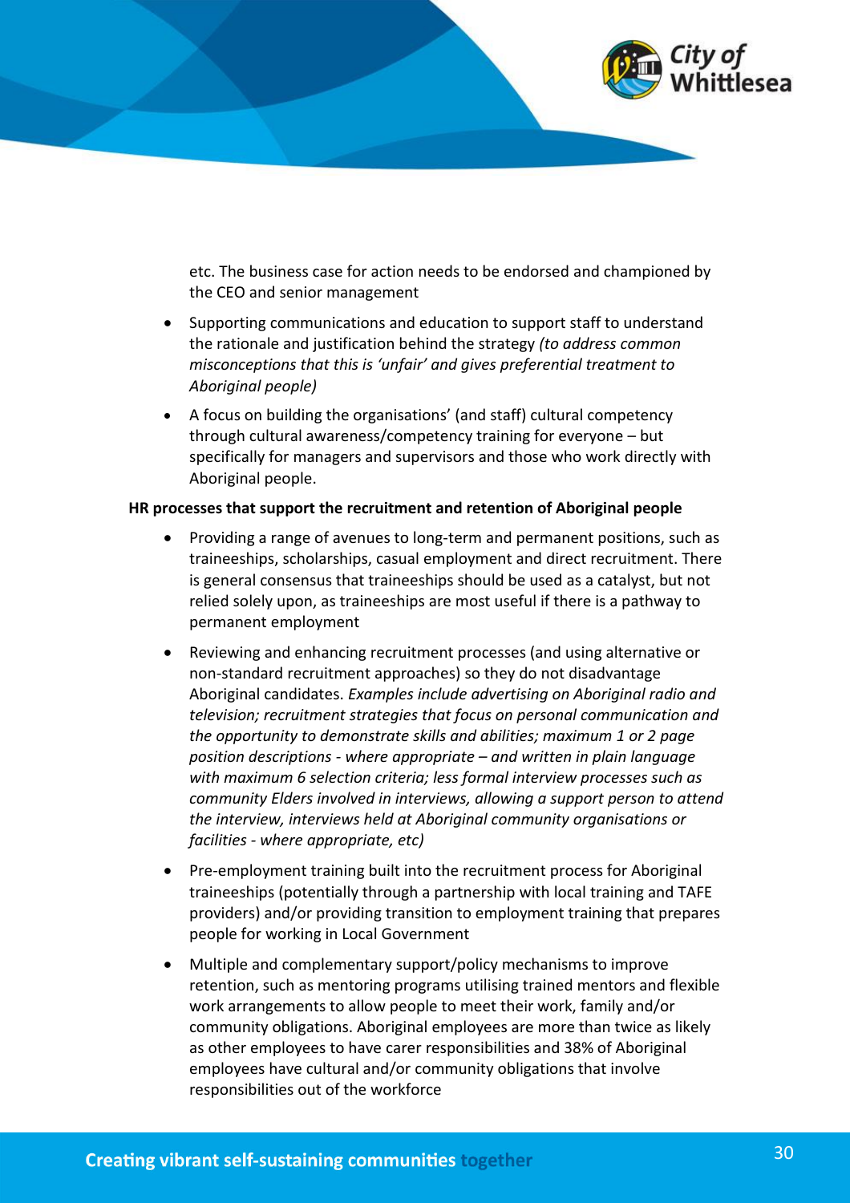etc. The business case for action needs to be endorsed and championed by the CEO and senior management

- Supporting communications and education to support staff to understand the rationale and justification behind the strategy *(to address common misconceptions that this is 'unfair' and gives preferential treatment to Aboriginal people)*
- A focus on building the organisations' (and staff) cultural competency through cultural awareness/competency training for everyone – but specifically for managers and supervisors and those who work directly with Aboriginal people.

**HR processes that support the recruitment and retention of Aboriginal people**

- Providing a range of avenues to long-term and permanent positions, such as traineeships, scholarships, casual employment and direct recruitment. There is general consensus that traineeships should be used as a catalyst, but not relied solely upon, as traineeships are most useful if there is a pathway to permanent employment
- Reviewing and enhancing recruitment processes (and using alternative or non-standard recruitment approaches) so they do not disadvantage Aboriginal candidates. *Examples include advertising on Aboriginal radio and television; recruitment strategies that focus on personal communication and the opportunity to demonstrate skills and abilities; maximum 1 or 2 page position descriptions - where appropriate – and written in plain language with maximum 6 selection criteria; less formal interview processes such as community Elders involved in interviews, allowing a support person to attend the interview, interviews held at Aboriginal community organisations or facilities - where appropriate, etc)*
- Pre-employment training built into the recruitment process for Aboriginal traineeships (potentially through a partnership with local training and TAFE providers) and/or providing transition to employment training that prepares people for working in Local Government
- Multiple and complementary support/policy mechanisms to improve retention, such as mentoring programs utilising trained mentors and flexible work arrangements to allow people to meet their work, family and/or community obligations. Aboriginal employees are more than twice as likely as other employees to have carer responsibilities and 38% of Aboriginal employees have cultural and/or community obligations that involve responsibilities out of the workforce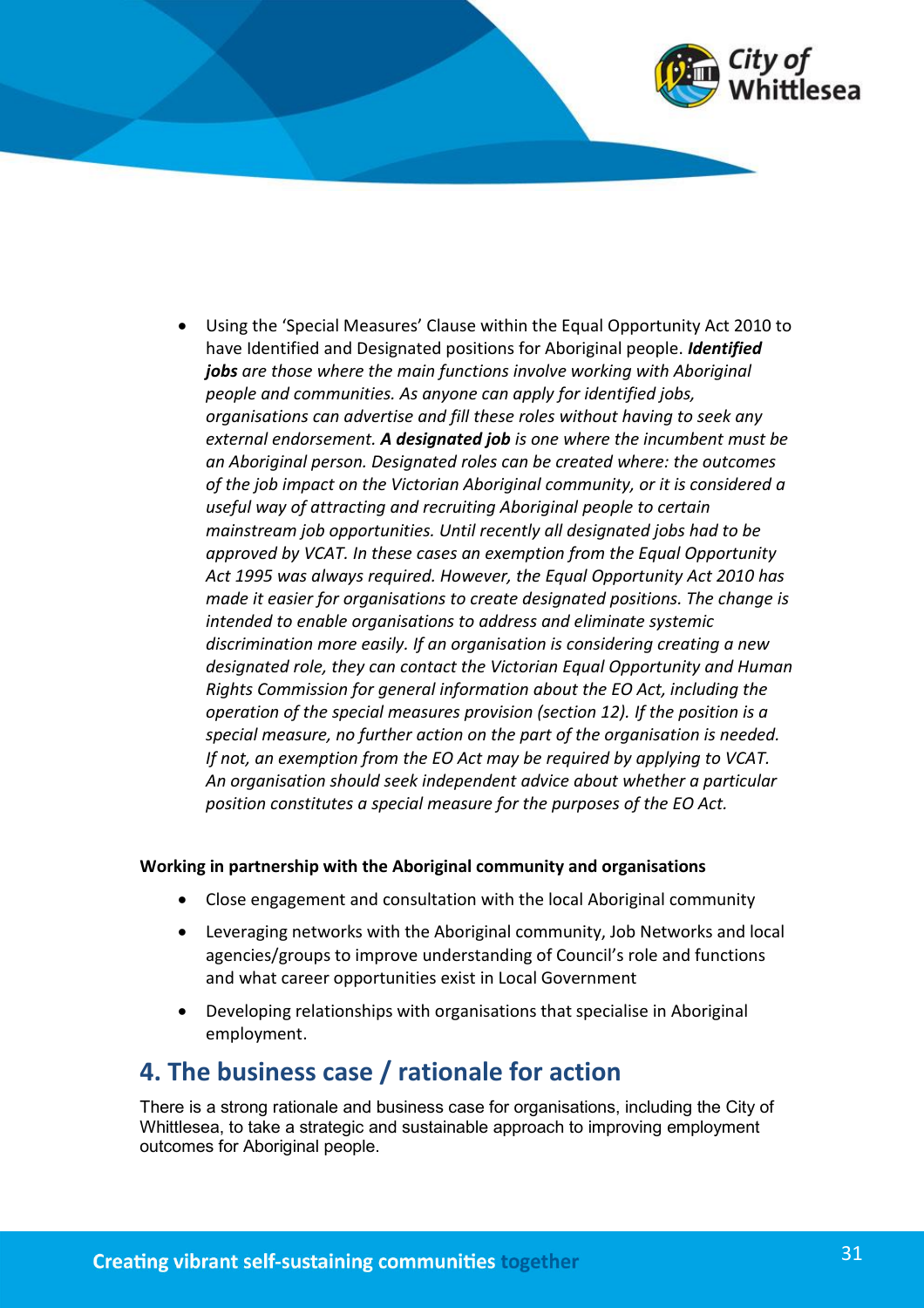- Using the 'Special Measures' Clause within the Equal Opportunity Act 2010 to have Identified and Designated positions for Aboriginal people. ***Identified jobs*** *are those where the main functions involve working with Aboriginal people and communities. As anyone can apply for identified jobs, organisations can advertise and fill these roles without having to seek any external endorsement.* ***A designated job*** *is one where the incumbent must be an Aboriginal person. Designated roles can be created where: the outcomes of the job impact on the Victorian Aboriginal community, or it is considered a useful way of attracting and recruiting Aboriginal people to certain mainstream job opportunities. Until recently all designated jobs had to be approved by VCAT. In these cases an exemption from the Equal Opportunity Act 1995 was always required. However, the Equal Opportunity Act 2010 has made it easier for organisations to create designated positions. The change is intended to enable organisations to address and eliminate systemic discrimination more easily. If an organisation is considering creating a new designated role, they can contact the Victorian Equal Opportunity and Human Rights Commission for general information about the EO Act, including the operation of the special measures provision (section 12). If the position is a special measure, no further action on the part of the organisation is needed. If not, an exemption from the EO Act may be required by applying to VCAT. An organisation should seek independent advice about whether a particular position constitutes a special measure for the purposes of the EO Act.*

**Working in partnership with the Aboriginal community and organisations**

- Close engagement and consultation with the local Aboriginal community
- Leveraging networks with the Aboriginal community, Job Networks and local agencies/groups to improve understanding of Council's role and functions and what career opportunities exist in Local Government
- Developing relationships with organisations that specialise in Aboriginal employment.

## 4. The business case / rationale for action

There is a strong rationale and business case for organisations, including the City of Whittlesea, to take a strategic and sustainable approach to improving employment outcomes for Aboriginal people.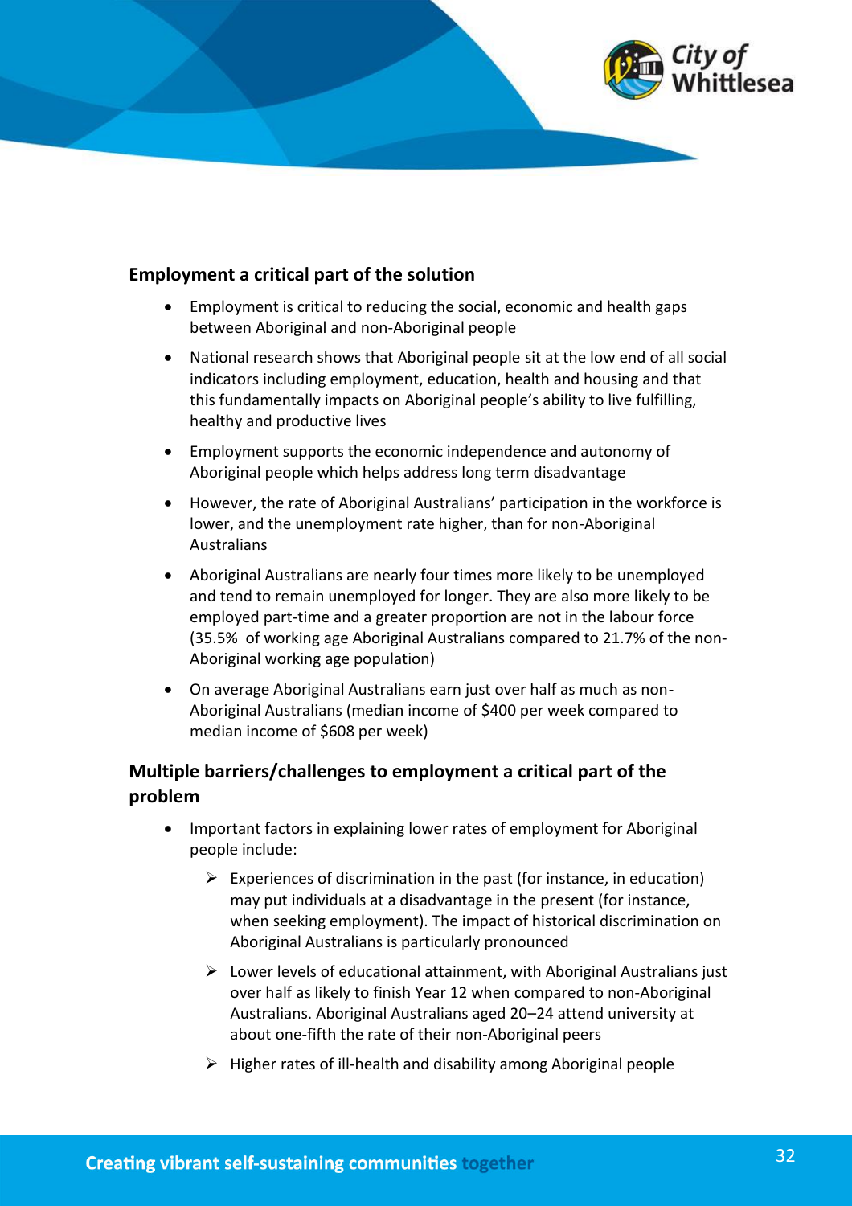## Employment a critical part of the solution

- Employment is critical to reducing the social, economic and health gaps between Aboriginal and non-Aboriginal people
- National research shows that Aboriginal people sit at the low end of all social indicators including employment, education, health and housing and that this fundamentally impacts on Aboriginal people's ability to live fulfilling, healthy and productive lives
- Employment supports the economic independence and autonomy of Aboriginal people which helps address long term disadvantage
- However, the rate of Aboriginal Australians' participation in the workforce is lower, and the unemployment rate higher, than for non-Aboriginal Australians
- Aboriginal Australians are nearly four times more likely to be unemployed and tend to remain unemployed for longer. They are also more likely to be employed part-time and a greater proportion are not in the labour force (35.5% of working age Aboriginal Australians compared to 21.7% of the non-Aboriginal working age population)
- On average Aboriginal Australians earn just over half as much as non-Aboriginal Australians (median income of $400 per week compared to median income of $608 per week)

## Multiple barriers/challenges to employment a critical part of the problem

- Important factors in explaining lower rates of employment for Aboriginal people include:
  - Experiences of discrimination in the past (for instance, in education) may put individuals at a disadvantage in the present (for instance, when seeking employment). The impact of historical discrimination on Aboriginal Australians is particularly pronounced
  - Lower levels of educational attainment, with Aboriginal Australians just over half as likely to finish Year 12 when compared to non-Aboriginal Australians. Aboriginal Australians aged 20–24 attend university at about one-fifth the rate of their non-Aboriginal peers
  - Higher rates of ill-health and disability among Aboriginal people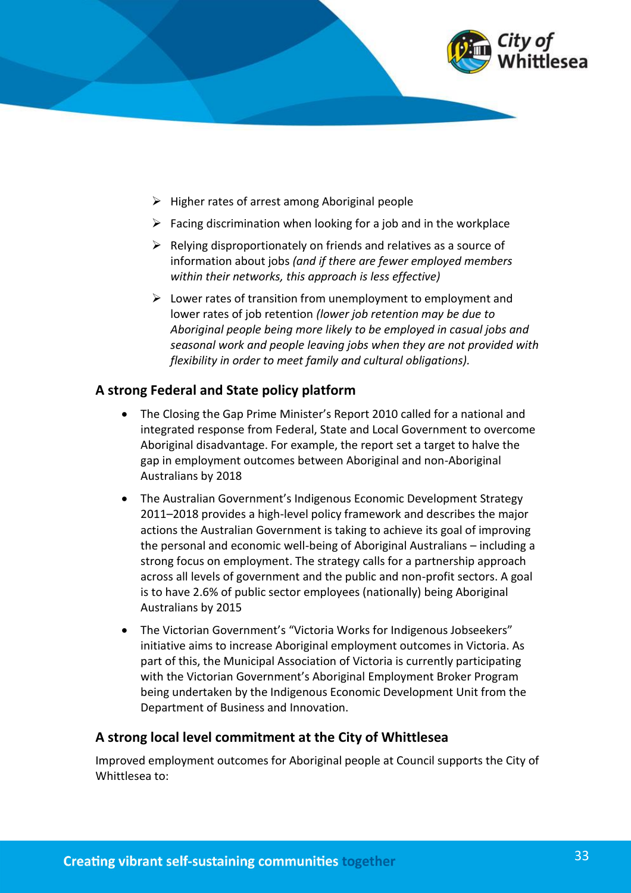- Higher rates of arrest among Aboriginal people
- Facing discrimination when looking for a job and in the workplace
- Relying disproportionately on friends and relatives as a source of information about jobs *(and if there are fewer employed members within their networks, this approach is less effective)*
- Lower rates of transition from unemployment to employment and lower rates of job retention *(lower job retention may be due to Aboriginal people being more likely to be employed in casual jobs and seasonal work and people leaving jobs when they are not provided with flexibility in order to meet family and cultural obligations).*

## A strong Federal and State policy platform

- The Closing the Gap Prime Minister's Report 2010 called for a national and integrated response from Federal, State and Local Government to overcome Aboriginal disadvantage. For example, the report set a target to halve the gap in employment outcomes between Aboriginal and non-Aboriginal Australians by 2018
- The Australian Government's Indigenous Economic Development Strategy 2011–2018 provides a high-level policy framework and describes the major actions the Australian Government is taking to achieve its goal of improving the personal and economic well-being of Aboriginal Australians – including a strong focus on employment. The strategy calls for a partnership approach across all levels of government and the public and non-profit sectors. A goal is to have 2.6% of public sector employees (nationally) being Aboriginal Australians by 2015
- The Victorian Government's "Victoria Works for Indigenous Jobseekers" initiative aims to increase Aboriginal employment outcomes in Victoria. As part of this, the Municipal Association of Victoria is currently participating with the Victorian Government's Aboriginal Employment Broker Program being undertaken by the Indigenous Economic Development Unit from the Department of Business and Innovation.

## A strong local level commitment at the City of Whittlesea

Improved employment outcomes for Aboriginal people at Council supports the City of Whittlesea to: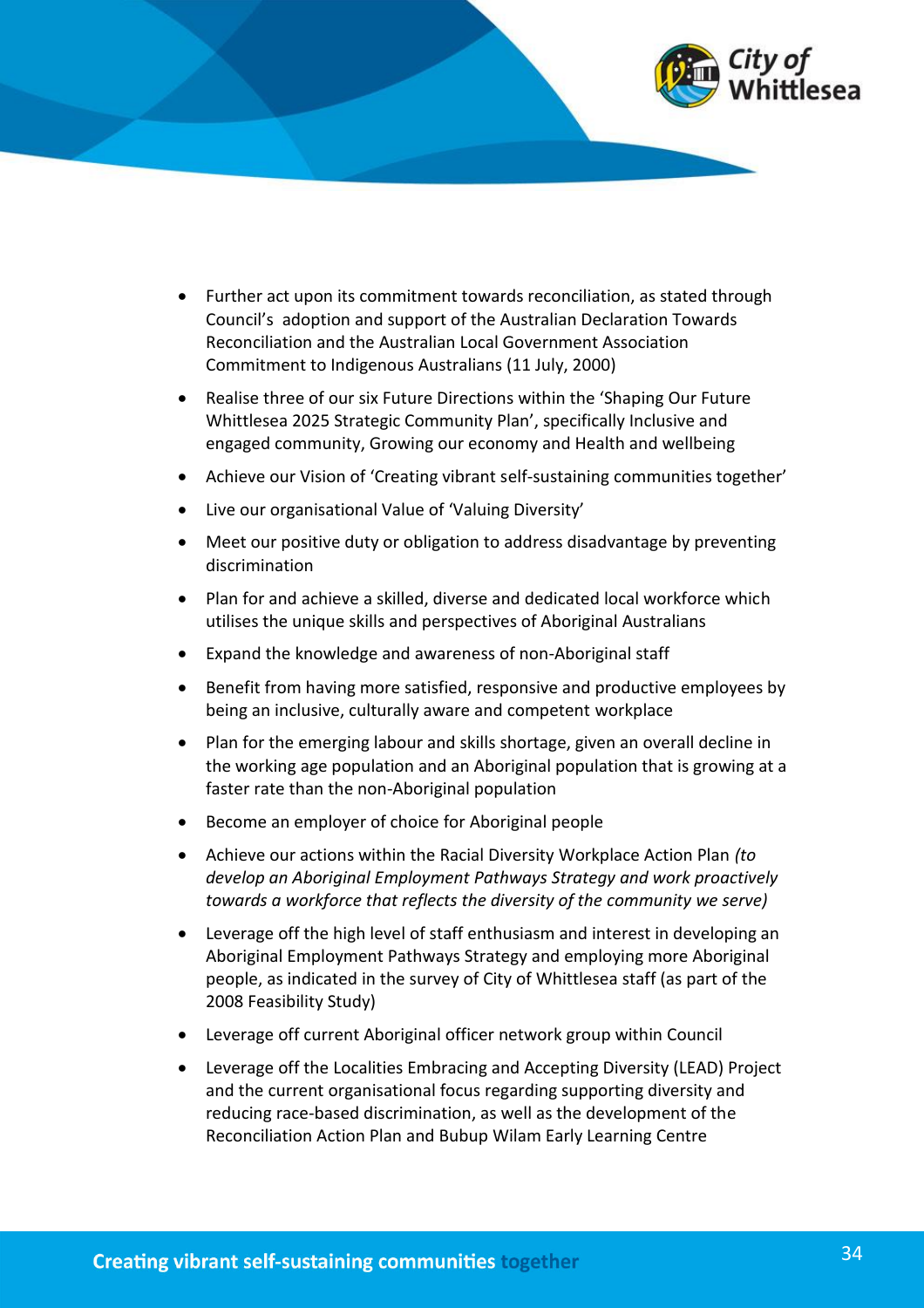- Further act upon its commitment towards reconciliation, as stated through Council's adoption and support of the Australian Declaration Towards Reconciliation and the Australian Local Government Association Commitment to Indigenous Australians (11 July, 2000)
- Realise three of our six Future Directions within the 'Shaping Our Future Whittlesea 2025 Strategic Community Plan', specifically Inclusive and engaged community, Growing our economy and Health and wellbeing
- Achieve our Vision of 'Creating vibrant self-sustaining communities together'
- Live our organisational Value of 'Valuing Diversity'
- Meet our positive duty or obligation to address disadvantage by preventing discrimination
- Plan for and achieve a skilled, diverse and dedicated local workforce which utilises the unique skills and perspectives of Aboriginal Australians
- Expand the knowledge and awareness of non-Aboriginal staff
- Benefit from having more satisfied, responsive and productive employees by being an inclusive, culturally aware and competent workplace
- Plan for the emerging labour and skills shortage, given an overall decline in the working age population and an Aboriginal population that is growing at a faster rate than the non-Aboriginal population
- Become an employer of choice for Aboriginal people
- Achieve our actions within the Racial Diversity Workplace Action Plan *(to develop an Aboriginal Employment Pathways Strategy and work proactively towards a workforce that reflects the diversity of the community we serve)*
- Leverage off the high level of staff enthusiasm and interest in developing an Aboriginal Employment Pathways Strategy and employing more Aboriginal people, as indicated in the survey of City of Whittlesea staff (as part of the 2008 Feasibility Study)
- Leverage off current Aboriginal officer network group within Council
- Leverage off the Localities Embracing and Accepting Diversity (LEAD) Project and the current organisational focus regarding supporting diversity and reducing race-based discrimination, as well as the development of the Reconciliation Action Plan and Bubup Wilam Early Learning Centre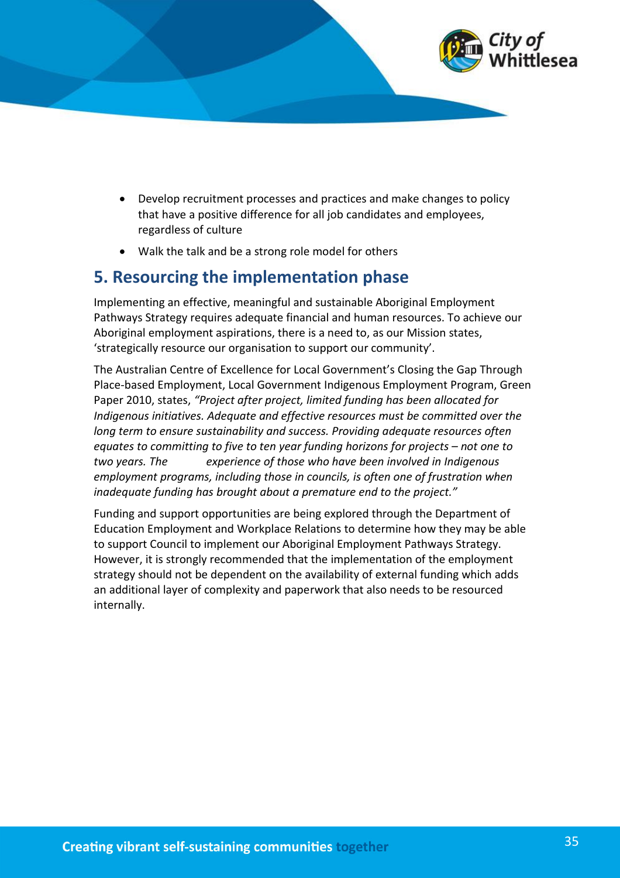- Develop recruitment processes and practices and make changes to policy that have a positive difference for all job candidates and employees, regardless of culture
- Walk the talk and be a strong role model for others

## 5. Resourcing the implementation phase

Implementing an effective, meaningful and sustainable Aboriginal Employment Pathways Strategy requires adequate financial and human resources. To achieve our Aboriginal employment aspirations, there is a need to, as our Mission states, 'strategically resource our organisation to support our community'.

The Australian Centre of Excellence for Local Government's Closing the Gap Through Place-based Employment, Local Government Indigenous Employment Program, Green Paper 2010, states, *"Project after project, limited funding has been allocated for Indigenous initiatives. Adequate and effective resources must be committed over the long term to ensure sustainability and success. Providing adequate resources often equates to committing to five to ten year funding horizons for projects – not one to two years. The experience of those who have been involved in Indigenous employment programs, including those in councils, is often one of frustration when inadequate funding has brought about a premature end to the project."*

Funding and support opportunities are being explored through the Department of Education Employment and Workplace Relations to determine how they may be able to support Council to implement our Aboriginal Employment Pathways Strategy. However, it is strongly recommended that the implementation of the employment strategy should not be dependent on the availability of external funding which adds an additional layer of complexity and paperwork that also needs to be resourced internally.